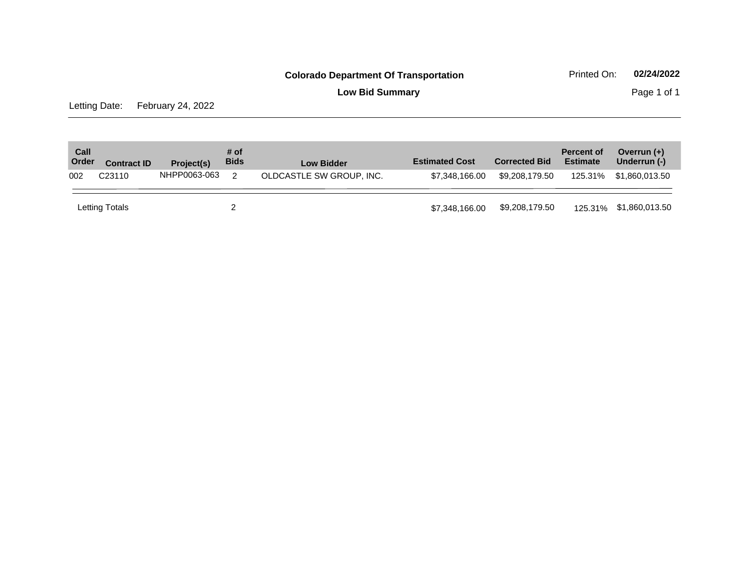**Colorado Department Of Transportation**

**Low Bid Summary**

Printed On: **02/24/2022**

Letting Date: February 24, 2022

| Call Order | Contract ID | Project(s) | # of Bids | Low Bidder | Estimated Cost | Corrected Bid | Percent of Estimate | Overrun (+) Underrun (-) |
|---|---|---|---|---|---|---|---|---|
| 002 | C23110 | NHPP0063-063 | 2 | OLDCASTLE SW GROUP, INC. | $7,348,166.00 | $9,208,179.50 | 125.31% | $1,860,013.50 |
| Letting Totals | | | 2 | | $7,348,166.00 | $9,208,179.50 | 125.31% | $1,860,013.50 |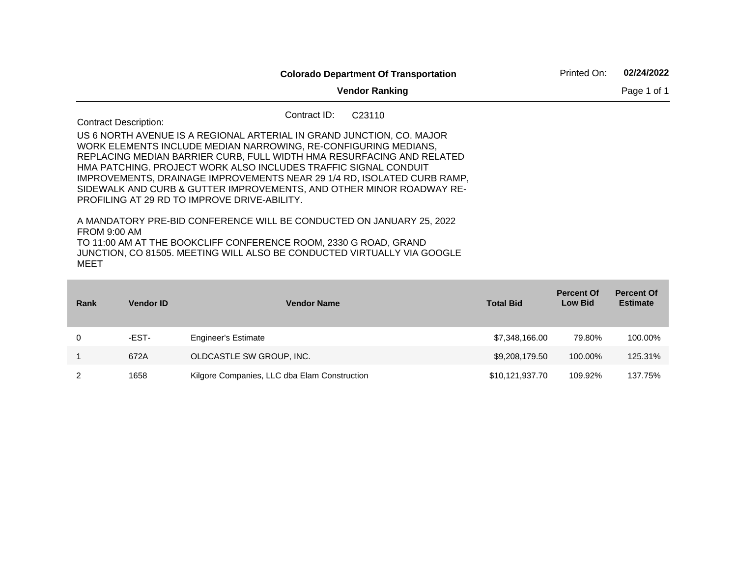**Colorado Department Of Transportation**

**Vendor Ranking**

Printed On: **02/24/2022**

Contract ID: C23110

Contract Description:

US 6 NORTH AVENUE IS A REGIONAL ARTERIAL IN GRAND JUNCTION, CO. MAJOR WORK ELEMENTS INCLUDE MEDIAN NARROWING, RE-CONFIGURING MEDIANS, REPLACING MEDIAN BARRIER CURB, FULL WIDTH HMA RESURFACING AND RELATED HMA PATCHING. PROJECT WORK ALSO INCLUDES TRAFFIC SIGNAL CONDUIT IMPROVEMENTS, DRAINAGE IMPROVEMENTS NEAR 29 1/4 RD, ISOLATED CURB RAMP, SIDEWALK AND CURB & GUTTER IMPROVEMENTS, AND OTHER MINOR ROADWAY RE-PROFILING AT 29 RD TO IMPROVE DRIVE-ABILITY.

A MANDATORY PRE-BID CONFERENCE WILL BE CONDUCTED ON JANUARY 25, 2022 FROM 9:00 AM
TO 11:00 AM AT THE BOOKCLIFF CONFERENCE ROOM, 2330 G ROAD, GRAND JUNCTION, CO 81505. MEETING WILL ALSO BE CONDUCTED VIRTUALLY VIA GOOGLE MEET

| Rank | Vendor ID | Vendor Name | Total Bid | Percent Of Low Bid | Percent Of Estimate |
|---|---|---|---|---|---|
| 0 | -EST- | Engineer's Estimate | $7,348,166.00 | 79.80% | 100.00% |
| 1 | 672A | OLDCASTLE SW GROUP, INC. | $9,208,179.50 | 100.00% | 125.31% |
| 2 | 1658 | Kilgore Companies, LLC dba Elam Construction | $10,121,937.70 | 109.92% | 137.75% |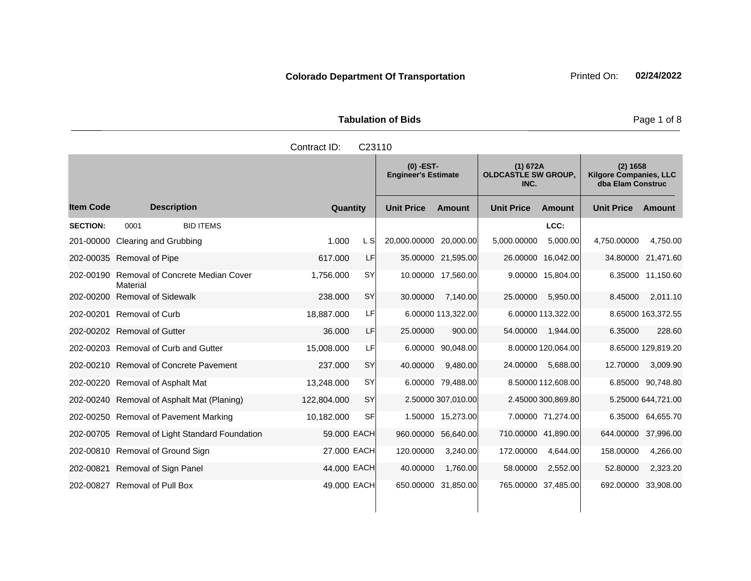**Colorado Department Of Transportation** Printed On: **02/24/2022**

**Tabulation of Bids**

Contract ID: C23110

| Item Code | Description | Quantity | | (0) -EST- Engineer's Estimate | | (1) 672A OLDCASTLE SW GROUP, INC. | | (2) 1658 Kilgore Companies, LLC dba Elam Construc | |
|---|---|---|---|---|---|---|---|---|---|
| | | | | Unit Price | Amount | Unit Price | Amount | Unit Price | Amount |
| **SECTION:** | 0001 BID ITEMS | | | | | | LCC: | | |
| 201-00000 | Clearing and Grubbing | 1.000 | L S | 20,000.00000 | 20,000.00 | 5,000.00000 | 5,000.00 | 4,750.00000 | 4,750.00 |
| 202-00035 | Removal of Pipe | 617.000 | LF | 35.00000 | 21,595.00 | 26.00000 | 16,042.00 | 34.80000 | 21,471.60 |
| 202-00190 | Removal of Concrete Median Cover Material | 1,756.000 | SY | 10.00000 | 17,560.00 | 9.00000 | 15,804.00 | 6.35000 | 11,150.60 |
| 202-00200 | Removal of Sidewalk | 238.000 | SY | 30.00000 | 7,140.00 | 25.00000 | 5,950.00 | 8.45000 | 2,011.10 |
| 202-00201 | Removal of Curb | 18,887.000 | LF | 6.00000 | 113,322.00 | 6.00000 | 113,322.00 | 8.65000 | 163,372.55 |
| 202-00202 | Removal of Gutter | 36.000 | LF | 25.00000 | 900.00 | 54.00000 | 1,944.00 | 6.35000 | 228.60 |
| 202-00203 | Removal of Curb and Gutter | 15,008.000 | LF | 6.00000 | 90,048.00 | 8.00000 | 120,064.00 | 8.65000 | 129,819.20 |
| 202-00210 | Removal of Concrete Pavement | 237.000 | SY | 40.00000 | 9,480.00 | 24.00000 | 5,688.00 | 12.70000 | 3,009.90 |
| 202-00220 | Removal of Asphalt Mat | 13,248.000 | SY | 6.00000 | 79,488.00 | 8.50000 | 112,608.00 | 6.85000 | 90,748.80 |
| 202-00240 | Removal of Asphalt Mat (Planing) | 122,804.000 | SY | 2.50000 | 307,010.00 | 2.45000 | 300,869.80 | 5.25000 | 644,721.00 |
| 202-00250 | Removal of Pavement Marking | 10,182.000 | SF | 1.50000 | 15,273.00 | 7.00000 | 71,274.00 | 6.35000 | 64,655.70 |
| 202-00705 | Removal of Light Standard Foundation | 59.000 | EACH | 960.00000 | 56,640.00 | 710.00000 | 41,890.00 | 644.00000 | 37,996.00 |
| 202-00810 | Removal of Ground Sign | 27.000 | EACH | 120.00000 | 3,240.00 | 172.00000 | 4,644.00 | 158.00000 | 4,266.00 |
| 202-00821 | Removal of Sign Panel | 44.000 | EACH | 40.00000 | 1,760.00 | 58.00000 | 2,552.00 | 52.80000 | 2,323.20 |
| 202-00827 | Removal of Pull Box | 49.000 | EACH | 650.00000 | 31,850.00 | 765.00000 | 37,485.00 | 692.00000 | 33,908.00 |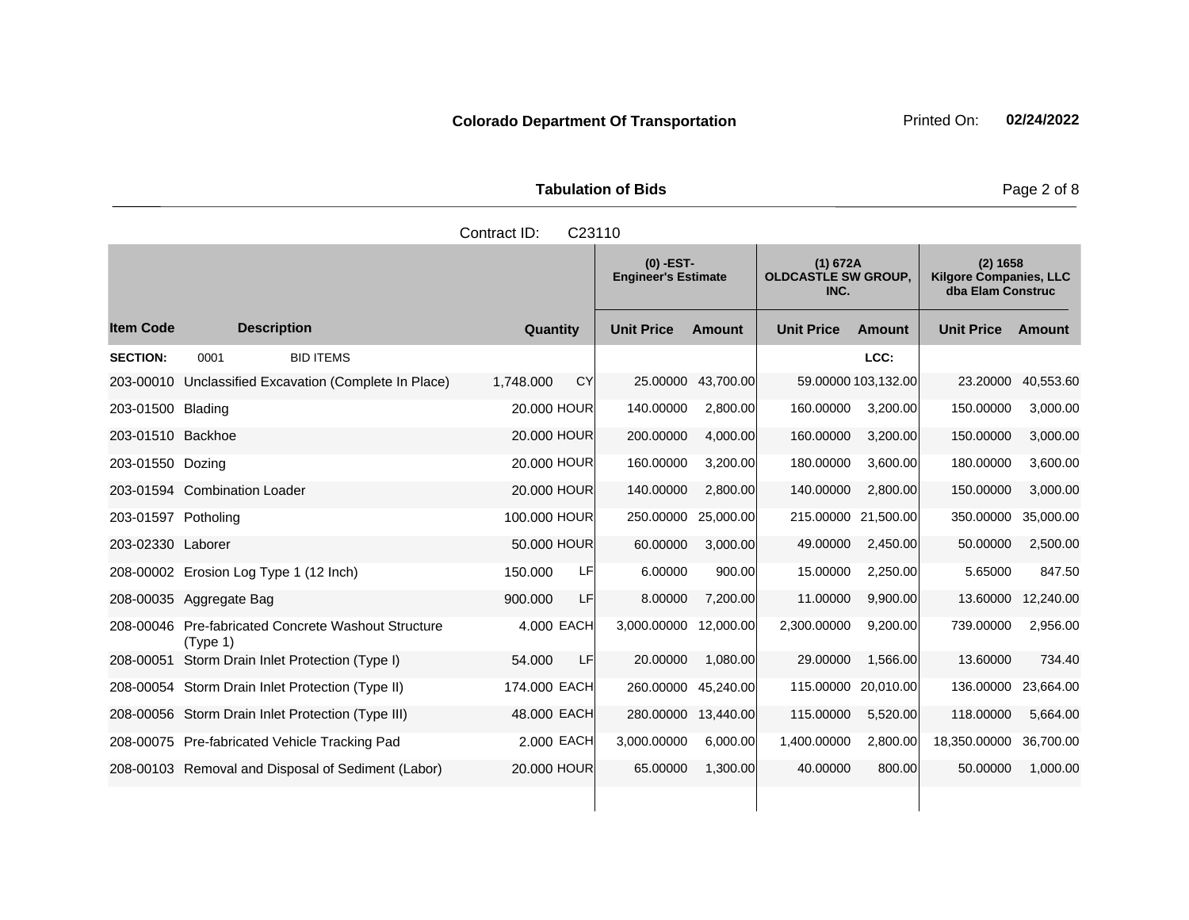**Colorado Department Of Transportation**

Printed On: **02/24/2022**

**Tabulation of Bids**

Contract ID: C23110

| Item Code | Description | Quantity | | (0) -EST- Engineer's Estimate | | (1) 672A OLDCASTLE SW GROUP, INC. | | (2) 1658 Kilgore Companies, LLC dba Elam Construc | |
|---|---|---|---|---|---|---|---|---|---|
| | | | | Unit Price | Amount | Unit Price | Amount | Unit Price | Amount |
| **SECTION:** | 0001 BID ITEMS | | | | | | LCC: | | |
| 203-00010 | Unclassified Excavation (Complete In Place) | 1,748.000 | CY | 25.00000 | 43,700.00 | 59.00000 | 103,132.00 | 23.20000 | 40,553.60 |
| 203-01500 | Blading | 20.000 | HOUR | 140.00000 | 2,800.00 | 160.00000 | 3,200.00 | 150.00000 | 3,000.00 |
| 203-01510 | Backhoe | 20.000 | HOUR | 200.00000 | 4,000.00 | 160.00000 | 3,200.00 | 150.00000 | 3,000.00 |
| 203-01550 | Dozing | 20.000 | HOUR | 160.00000 | 3,200.00 | 180.00000 | 3,600.00 | 180.00000 | 3,600.00 |
| 203-01594 | Combination Loader | 20.000 | HOUR | 140.00000 | 2,800.00 | 140.00000 | 2,800.00 | 150.00000 | 3,000.00 |
| 203-01597 | Potholing | 100.000 | HOUR | 250.00000 | 25,000.00 | 215.00000 | 21,500.00 | 350.00000 | 35,000.00 |
| 203-02330 | Laborer | 50.000 | HOUR | 60.00000 | 3,000.00 | 49.00000 | 2,450.00 | 50.00000 | 2,500.00 |
| 208-00002 | Erosion Log Type 1 (12 Inch) | 150.000 | LF | 6.00000 | 900.00 | 15.00000 | 2,250.00 | 5.65000 | 847.50 |
| 208-00035 | Aggregate Bag | 900.000 | LF | 8.00000 | 7,200.00 | 11.00000 | 9,900.00 | 13.60000 | 12,240.00 |
| 208-00046 | Pre-fabricated Concrete Washout Structure (Type 1) | 4.000 | EACH | 3,000.00000 | 12,000.00 | 2,300.00000 | 9,200.00 | 739.00000 | 2,956.00 |
| 208-00051 | Storm Drain Inlet Protection (Type I) | 54.000 | LF | 20.00000 | 1,080.00 | 29.00000 | 1,566.00 | 13.60000 | 734.40 |
| 208-00054 | Storm Drain Inlet Protection (Type II) | 174.000 | EACH | 260.00000 | 45,240.00 | 115.00000 | 20,010.00 | 136.00000 | 23,664.00 |
| 208-00056 | Storm Drain Inlet Protection (Type III) | 48.000 | EACH | 280.00000 | 13,440.00 | 115.00000 | 5,520.00 | 118.00000 | 5,664.00 |
| 208-00075 | Pre-fabricated Vehicle Tracking Pad | 2.000 | EACH | 3,000.00000 | 6,000.00 | 1,400.00000 | 2,800.00 | 18,350.00000 | 36,700.00 |
| 208-00103 | Removal and Disposal of Sediment (Labor) | 20.000 | HOUR | 65.00000 | 1,300.00 | 40.00000 | 800.00 | 50.00000 | 1,000.00 |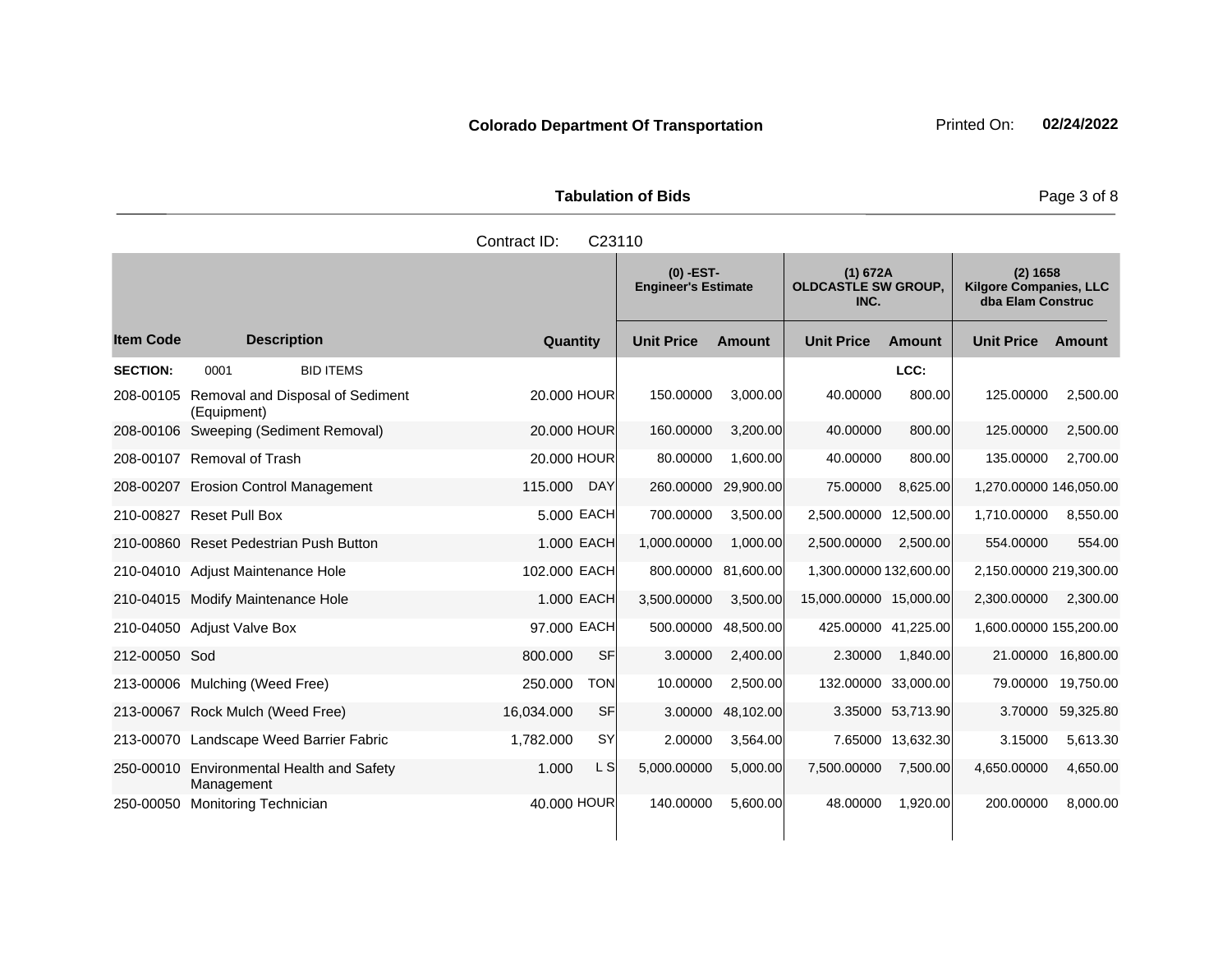**Colorado Department Of Transportation** Printed On: **02/24/2022**

**Tabulation of Bids**

Contract ID: C23110

| Item Code | Description | Quantity | | (0) -EST- Engineer's Estimate | | (1) 672A OLDCASTLE SW GROUP, INC. | | (2) 1658 Kilgore Companies, LLC dba Elam Construc | |
|---|---|---|---|---|---|---|---|---|---|
| | | | | Unit Price | Amount | Unit Price | Amount | Unit Price | Amount |
| **SECTION:** | 0001 BID ITEMS | | | | | | LCC: | | |
| 208-00105 | Removal and Disposal of Sediment (Equipment) | 20.000 | HOUR | 150.00000 | 3,000.00 | 40.00000 | 800.00 | 125.00000 | 2,500.00 |
| 208-00106 | Sweeping (Sediment Removal) | 20.000 | HOUR | 160.00000 | 3,200.00 | 40.00000 | 800.00 | 125.00000 | 2,500.00 |
| 208-00107 | Removal of Trash | 20.000 | HOUR | 80.00000 | 1,600.00 | 40.00000 | 800.00 | 135.00000 | 2,700.00 |
| 208-00207 | Erosion Control Management | 115.000 | DAY | 260.00000 | 29,900.00 | 75.00000 | 8,625.00 | 1,270.00000 | 146,050.00 |
| 210-00827 | Reset Pull Box | 5.000 | EACH | 700.00000 | 3,500.00 | 2,500.00000 | 12,500.00 | 1,710.00000 | 8,550.00 |
| 210-00860 | Reset Pedestrian Push Button | 1.000 | EACH | 1,000.00000 | 1,000.00 | 2,500.00000 | 2,500.00 | 554.00000 | 554.00 |
| 210-04010 | Adjust Maintenance Hole | 102.000 | EACH | 800.00000 | 81,600.00 | 1,300.00000 | 132,600.00 | 2,150.00000 | 219,300.00 |
| 210-04015 | Modify Maintenance Hole | 1.000 | EACH | 3,500.00000 | 3,500.00 | 15,000.00000 | 15,000.00 | 2,300.00000 | 2,300.00 |
| 210-04050 | Adjust Valve Box | 97.000 | EACH | 500.00000 | 48,500.00 | 425.00000 | 41,225.00 | 1,600.00000 | 155,200.00 |
| 212-00050 | Sod | 800.000 | SF | 3.00000 | 2,400.00 | 2.30000 | 1,840.00 | 21.00000 | 16,800.00 |
| 213-00006 | Mulching (Weed Free) | 250.000 | TON | 10.00000 | 2,500.00 | 132.00000 | 33,000.00 | 79.00000 | 19,750.00 |
| 213-00067 | Rock Mulch (Weed Free) | 16,034.000 | SF | 3.00000 | 48,102.00 | 3.35000 | 53,713.90 | 3.70000 | 59,325.80 |
| 213-00070 | Landscape Weed Barrier Fabric | 1,782.000 | SY | 2.00000 | 3,564.00 | 7.65000 | 13,632.30 | 3.15000 | 5,613.30 |
| 250-00010 | Environmental Health and Safety Management | 1.000 | L S | 5,000.00000 | 5,000.00 | 7,500.00000 | 7,500.00 | 4,650.00000 | 4,650.00 |
| 250-00050 | Monitoring Technician | 40.000 | HOUR | 140.00000 | 5,600.00 | 48.00000 | 1,920.00 | 200.00000 | 8,000.00 |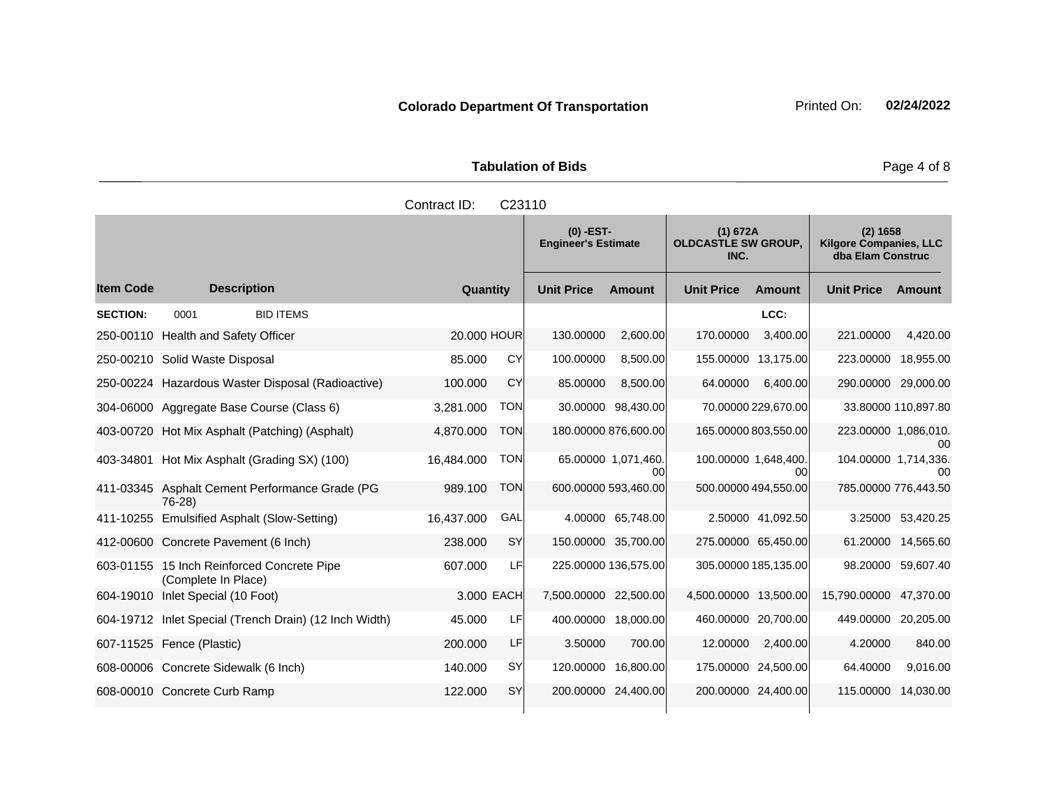**Colorado Department Of Transportation**

Printed On: **02/24/2022**

**Tabulation of Bids**

Contract ID: C23110

| Item Code | Description | Quantity | | (0) -EST- Engineer's Estimate | | (1) 672A OLDCASTLE SW GROUP, INC. | | (2) 1658 Kilgore Companies, LLC dba Elam Construc | |
|---|---|---|---|---|---|---|---|---|---|
| | | | | Unit Price | Amount | Unit Price | Amount | Unit Price | Amount |
| **SECTION:** | 0001 BID ITEMS | | | | | | LCC: | | |
| 250-00110 | Health and Safety Officer | 20.000 | HOUR | 130.00000 | 2,600.00 | 170.00000 | 3,400.00 | 221.00000 | 4,420.00 |
| 250-00210 | Solid Waste Disposal | 85.000 | CY | 100.00000 | 8,500.00 | 155.00000 | 13,175.00 | 223.00000 | 18,955.00 |
| 250-00224 | Hazardous Waster Disposal (Radioactive) | 100.000 | CY | 85.00000 | 8,500.00 | 64.00000 | 6,400.00 | 290.00000 | 29,000.00 |
| 304-06000 | Aggregate Base Course (Class 6) | 3,281.000 | TON | 30.00000 | 98,430.00 | 70.00000 | 229,670.00 | 33.80000 | 110,897.80 |
| 403-00720 | Hot Mix Asphalt (Patching) (Asphalt) | 4,870.000 | TON | 180.00000 | 876,600.00 | 165.00000 | 803,550.00 | 223.00000 | 1,086,010.00 |
| 403-34801 | Hot Mix Asphalt (Grading SX) (100) | 16,484.000 | TON | 65.00000 | 1,071,460.00 | 100.00000 | 1,648,400.00 | 104.00000 | 1,714,336.00 |
| 411-03345 | Asphalt Cement Performance Grade (PG 76-28) | 989.100 | TON | 600.00000 | 593,460.00 | 500.00000 | 494,550.00 | 785.00000 | 776,443.50 |
| 411-10255 | Emulsified Asphalt (Slow-Setting) | 16,437.000 | GAL | 4.00000 | 65,748.00 | 2.50000 | 41,092.50 | 3.25000 | 53,420.25 |
| 412-00600 | Concrete Pavement (6 Inch) | 238.000 | SY | 150.00000 | 35,700.00 | 275.00000 | 65,450.00 | 61.20000 | 14,565.60 |
| 603-01155 | 15 Inch Reinforced Concrete Pipe (Complete In Place) | 607.000 | LF | 225.00000 | 136,575.00 | 305.00000 | 185,135.00 | 98.20000 | 59,607.40 |
| 604-19010 | Inlet Special (10 Foot) | 3.000 | EACH | 7,500.00000 | 22,500.00 | 4,500.00000 | 13,500.00 | 15,790.00000 | 47,370.00 |
| 604-19712 | Inlet Special (Trench Drain) (12 Inch Width) | 45.000 | LF | 400.00000 | 18,000.00 | 460.00000 | 20,700.00 | 449.00000 | 20,205.00 |
| 607-11525 | Fence (Plastic) | 200.000 | LF | 3.50000 | 700.00 | 12.00000 | 2,400.00 | 4.20000 | 840.00 |
| 608-00006 | Concrete Sidewalk (6 Inch) | 140.000 | SY | 120.00000 | 16,800.00 | 175.00000 | 24,500.00 | 64.40000 | 9,016.00 |
| 608-00010 | Concrete Curb Ramp | 122.000 | SY | 200.00000 | 24,400.00 | 200.00000 | 24,400.00 | 115.00000 | 14,030.00 |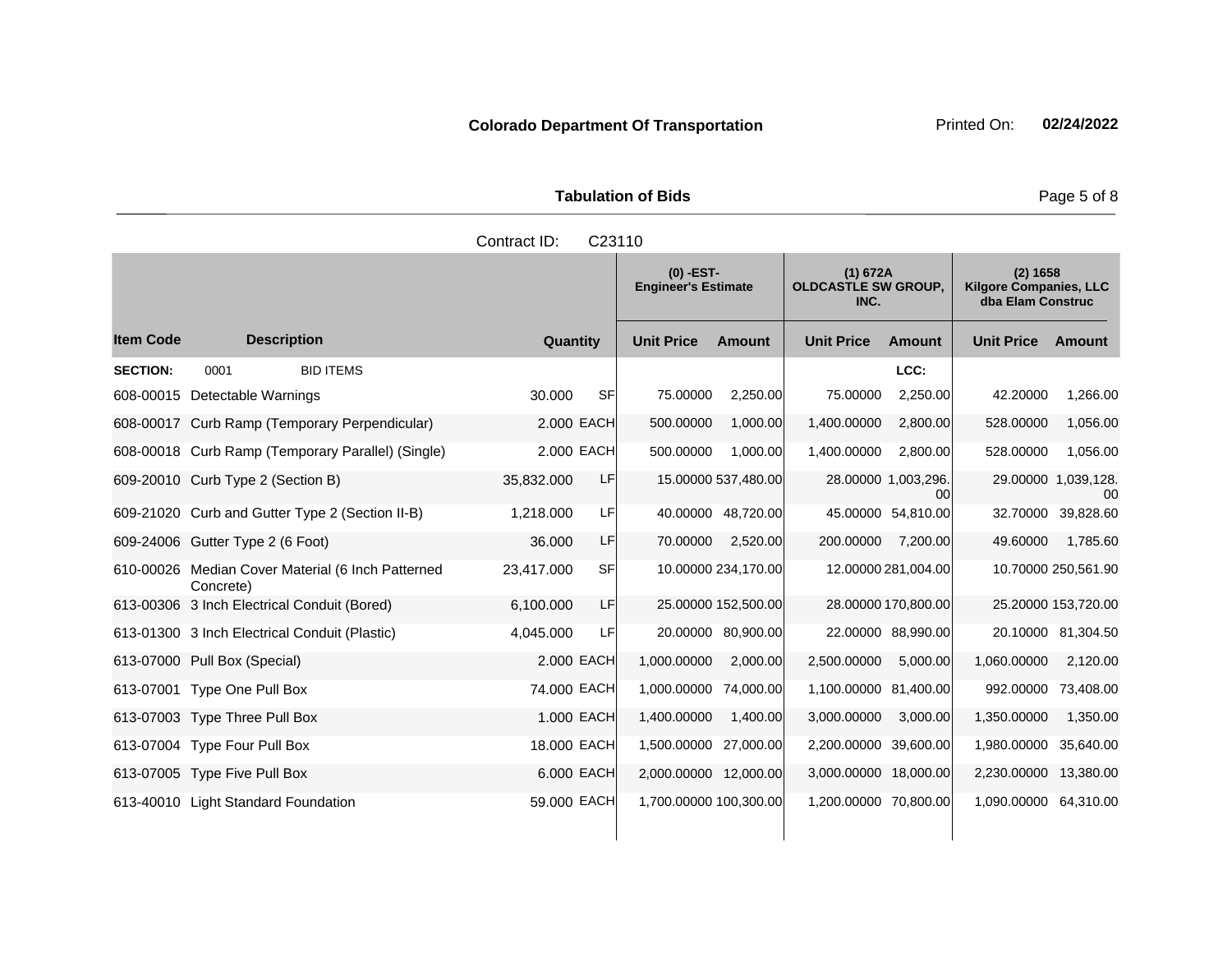**Colorado Department Of Transportation** Printed On: **02/24/2022**

**Tabulation of Bids**

Contract ID: C23110

| Item Code | Description | Quantity | | (0) -EST- Engineer's Estimate Unit Price | Amount | (1) 672A OLDCASTLE SW GROUP, INC. Unit Price | Amount | (2) 1658 Kilgore Companies, LLC dba Elam Construc Unit Price | Amount |
|---|---|---|---|---|---|---|---|---|---|
| **SECTION:** | 0001 BID ITEMS | | | | | | LCC: | | |
| 608-00015 | Detectable Warnings | 30.000 | SF | 75.00000 | 2,250.00 | 75.00000 | 2,250.00 | 42.20000 | 1,266.00 |
| 608-00017 | Curb Ramp (Temporary Perpendicular) | 2.000 | EACH | 500.00000 | 1,000.00 | 1,400.00000 | 2,800.00 | 528.00000 | 1,056.00 |
| 608-00018 | Curb Ramp (Temporary Parallel) (Single) | 2.000 | EACH | 500.00000 | 1,000.00 | 1,400.00000 | 2,800.00 | 528.00000 | 1,056.00 |
| 609-20010 | Curb Type 2 (Section B) | 35,832.000 | LF | 15.00000 | 537,480.00 | 28.00000 | 1,003,296.00 | 29.00000 | 1,039,128.00 |
| 609-21020 | Curb and Gutter Type 2 (Section II-B) | 1,218.000 | LF | 40.00000 | 48,720.00 | 45.00000 | 54,810.00 | 32.70000 | 39,828.60 |
| 609-24006 | Gutter Type 2 (6 Foot) | 36.000 | LF | 70.00000 | 2,520.00 | 200.00000 | 7,200.00 | 49.60000 | 1,785.60 |
| 610-00026 | Median Cover Material (6 Inch Patterned Concrete) | 23,417.000 | SF | 10.00000 | 234,170.00 | 12.00000 | 281,004.00 | 10.70000 | 250,561.90 |
| 613-00306 | 3 Inch Electrical Conduit (Bored) | 6,100.000 | LF | 25.00000 | 152,500.00 | 28.00000 | 170,800.00 | 25.20000 | 153,720.00 |
| 613-01300 | 3 Inch Electrical Conduit (Plastic) | 4,045.000 | LF | 20.00000 | 80,900.00 | 22.00000 | 88,990.00 | 20.10000 | 81,304.50 |
| 613-07000 | Pull Box (Special) | 2.000 | EACH | 1,000.00000 | 2,000.00 | 2,500.00000 | 5,000.00 | 1,060.00000 | 2,120.00 |
| 613-07001 | Type One Pull Box | 74.000 | EACH | 1,000.00000 | 74,000.00 | 1,100.00000 | 81,400.00 | 992.00000 | 73,408.00 |
| 613-07003 | Type Three Pull Box | 1.000 | EACH | 1,400.00000 | 1,400.00 | 3,000.00000 | 3,000.00 | 1,350.00000 | 1,350.00 |
| 613-07004 | Type Four Pull Box | 18.000 | EACH | 1,500.00000 | 27,000.00 | 2,200.00000 | 39,600.00 | 1,980.00000 | 35,640.00 |
| 613-07005 | Type Five Pull Box | 6.000 | EACH | 2,000.00000 | 12,000.00 | 3,000.00000 | 18,000.00 | 2,230.00000 | 13,380.00 |
| 613-40010 | Light Standard Foundation | 59.000 | EACH | 1,700.00000 | 100,300.00 | 1,200.00000 | 70,800.00 | 1,090.00000 | 64,310.00 |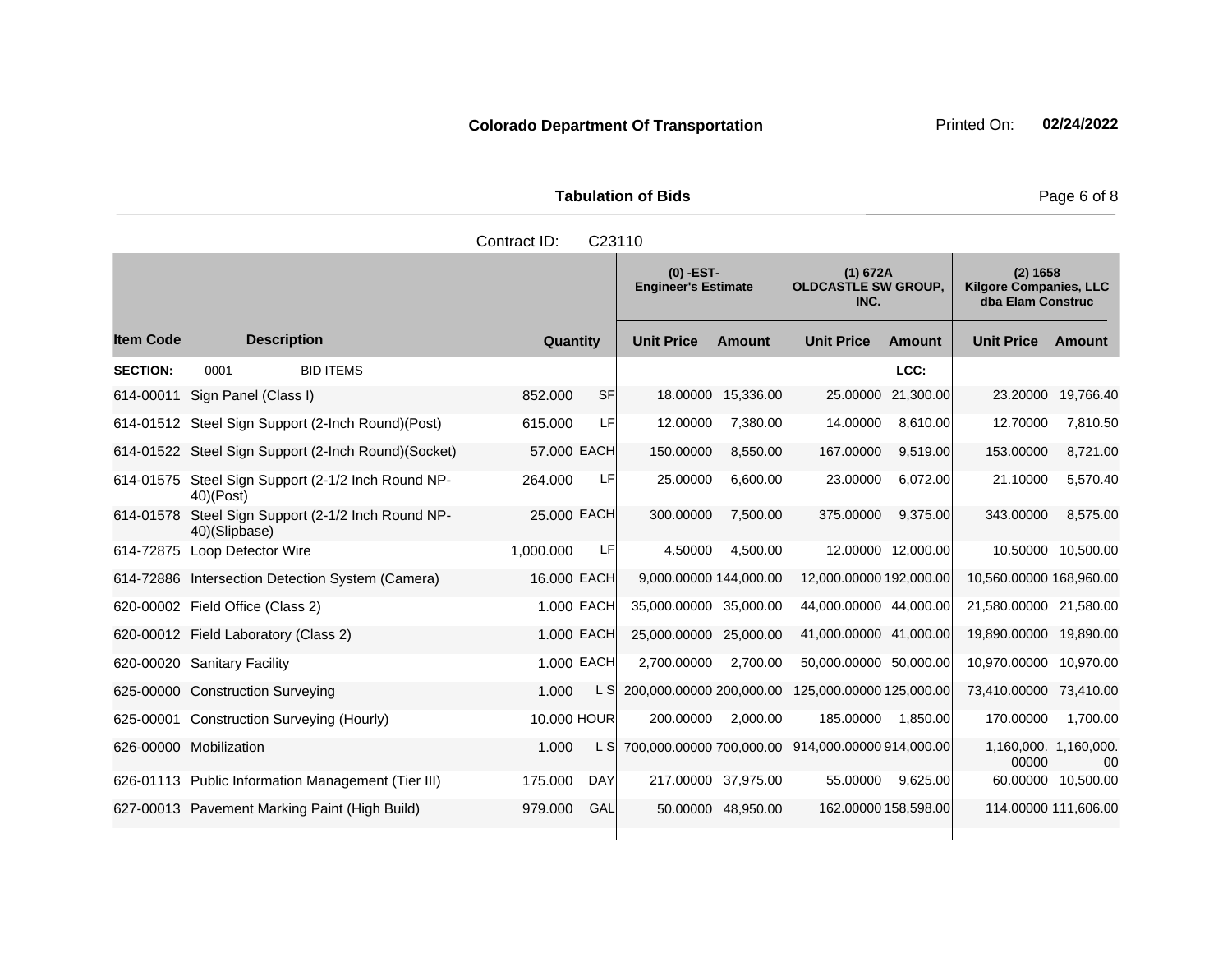**Colorado Department Of Transportation** Printed On: **02/24/2022**

**Tabulation of Bids**

Contract ID: C23110

| Item Code | Description | Quantity | | (0) -EST- Engineer's Estimate | | (1) 672A OLDCASTLE SW GROUP, INC. | | (2) 1658 Kilgore Companies, LLC dba Elam Construc | |
|---|---|---|---|---|---|---|---|---|---|
| | | | | Unit Price | Amount | Unit Price | Amount | Unit Price | Amount |
| **SECTION:** | 0001 BID ITEMS | | | | | | LCC: | | |
| 614-00011 | Sign Panel (Class I) | 852.000 | SF | 18.00000 | 15,336.00 | 25.00000 | 21,300.00 | 23.20000 | 19,766.40 |
| 614-01512 | Steel Sign Support (2-Inch Round)(Post) | 615.000 | LF | 12.00000 | 7,380.00 | 14.00000 | 8,610.00 | 12.70000 | 7,810.50 |
| 614-01522 | Steel Sign Support (2-Inch Round)(Socket) | 57.000 | EACH | 150.00000 | 8,550.00 | 167.00000 | 9,519.00 | 153.00000 | 8,721.00 |
| 614-01575 | Steel Sign Support (2-1/2 Inch Round NP-40)(Post) | 264.000 | LF | 25.00000 | 6,600.00 | 23.00000 | 6,072.00 | 21.10000 | 5,570.40 |
| 614-01578 | Steel Sign Support (2-1/2 Inch Round NP-40)(Slipbase) | 25.000 | EACH | 300.00000 | 7,500.00 | 375.00000 | 9,375.00 | 343.00000 | 8,575.00 |
| 614-72875 | Loop Detector Wire | 1,000.000 | LF | 4.50000 | 4,500.00 | 12.00000 | 12,000.00 | 10.50000 | 10,500.00 |
| 614-72886 | Intersection Detection System (Camera) | 16.000 | EACH | 9,000.00000 | 144,000.00 | 12,000.00000 | 192,000.00 | 10,560.00000 | 168,960.00 |
| 620-00002 | Field Office (Class 2) | 1.000 | EACH | 35,000.00000 | 35,000.00 | 44,000.00000 | 44,000.00 | 21,580.00000 | 21,580.00 |
| 620-00012 | Field Laboratory (Class 2) | 1.000 | EACH | 25,000.00000 | 25,000.00 | 41,000.00000 | 41,000.00 | 19,890.00000 | 19,890.00 |
| 620-00020 | Sanitary Facility | 1.000 | EACH | 2,700.00000 | 2,700.00 | 50,000.00000 | 50,000.00 | 10,970.00000 | 10,970.00 |
| 625-00000 | Construction Surveying | 1.000 | L S | 200,000.00000 | 200,000.00 | 125,000.00000 | 125,000.00 | 73,410.00000 | 73,410.00 |
| 625-00001 | Construction Surveying (Hourly) | 10.000 | HOUR | 200.00000 | 2,000.00 | 185.00000 | 1,850.00 | 170.00000 | 1,700.00 |
| 626-00000 | Mobilization | 1.000 | L S | 700,000.00000 | 700,000.00 | 914,000.00000 | 914,000.00 | 1,160,000.00000 | 1,160,000.00 |
| 626-01113 | Public Information Management (Tier III) | 175.000 | DAY | 217.00000 | 37,975.00 | 55.00000 | 9,625.00 | 60.00000 | 10,500.00 |
| 627-00013 | Pavement Marking Paint (High Build) | 979.000 | GAL | 50.00000 | 48,950.00 | 162.00000 | 158,598.00 | 114.00000 | 111,606.00 |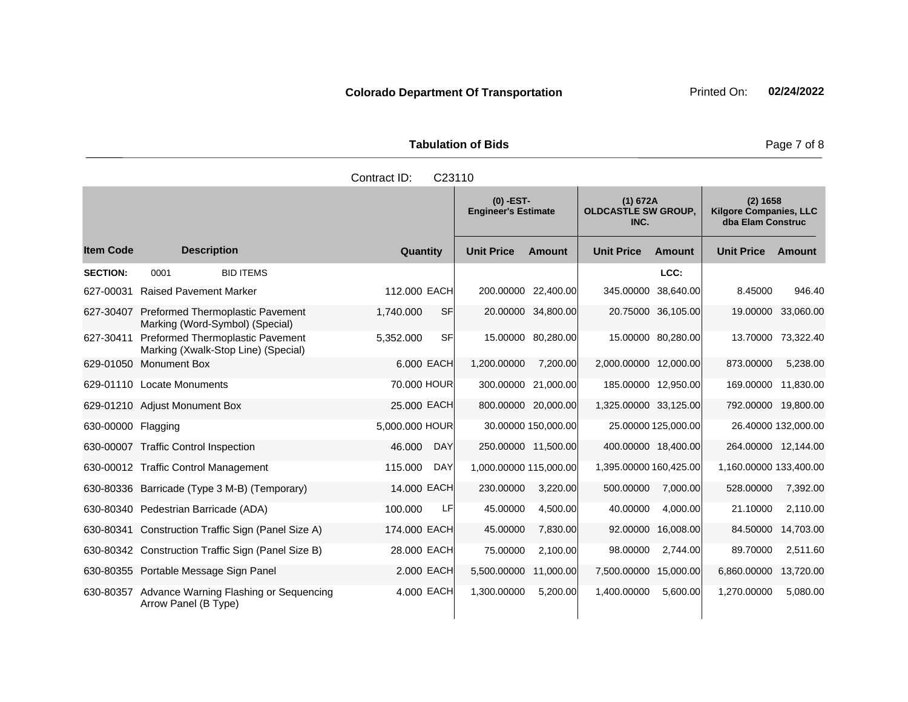**Colorado Department Of Transportation**

Printed On: **02/24/2022**

**Tabulation of Bids**

Contract ID: C23110

| Item Code | Description | Quantity | | (0) -EST- Engineer's Estimate | | (1) 672A OLDCASTLE SW GROUP, INC. | | (2) 1658 Kilgore Companies, LLC dba Elam Construc | |
|---|---|---|---|---|---|---|---|---|---|
| | | | | Unit Price | Amount | Unit Price | Amount | Unit Price | Amount |
| **SECTION:** | 0001 BID ITEMS | | | | | | LCC: | | |
| 627-00031 | Raised Pavement Marker | 112.000 | EACH | 200.00000 | 22,400.00 | 345.00000 | 38,640.00 | 8.45000 | 946.40 |
| 627-30407 | Preformed Thermoplastic Pavement Marking (Word-Symbol) (Special) | 1,740.000 | SF | 20.00000 | 34,800.00 | 20.75000 | 36,105.00 | 19.00000 | 33,060.00 |
| 627-30411 | Preformed Thermoplastic Pavement Marking (Xwalk-Stop Line) (Special) | 5,352.000 | SF | 15.00000 | 80,280.00 | 15.00000 | 80,280.00 | 13.70000 | 73,322.40 |
| 629-01050 | Monument Box | 6.000 | EACH | 1,200.00000 | 7,200.00 | 2,000.00000 | 12,000.00 | 873.00000 | 5,238.00 |
| 629-01110 | Locate Monuments | 70.000 | HOUR | 300.00000 | 21,000.00 | 185.00000 | 12,950.00 | 169.00000 | 11,830.00 |
| 629-01210 | Adjust Monument Box | 25.000 | EACH | 800.00000 | 20,000.00 | 1,325.00000 | 33,125.00 | 792.00000 | 19,800.00 |
| 630-00000 | Flagging | 5,000.000 | HOUR | 30.00000 | 150,000.00 | 25.00000 | 125,000.00 | 26.40000 | 132,000.00 |
| 630-00007 | Traffic Control Inspection | 46.000 | DAY | 250.00000 | 11,500.00 | 400.00000 | 18,400.00 | 264.00000 | 12,144.00 |
| 630-00012 | Traffic Control Management | 115.000 | DAY | 1,000.00000 | 115,000.00 | 1,395.00000 | 160,425.00 | 1,160.00000 | 133,400.00 |
| 630-80336 | Barricade (Type 3 M-B) (Temporary) | 14.000 | EACH | 230.00000 | 3,220.00 | 500.00000 | 7,000.00 | 528.00000 | 7,392.00 |
| 630-80340 | Pedestrian Barricade (ADA) | 100.000 | LF | 45.00000 | 4,500.00 | 40.00000 | 4,000.00 | 21.10000 | 2,110.00 |
| 630-80341 | Construction Traffic Sign (Panel Size A) | 174.000 | EACH | 45.00000 | 7,830.00 | 92.00000 | 16,008.00 | 84.50000 | 14,703.00 |
| 630-80342 | Construction Traffic Sign (Panel Size B) | 28.000 | EACH | 75.00000 | 2,100.00 | 98.00000 | 2,744.00 | 89.70000 | 2,511.60 |
| 630-80355 | Portable Message Sign Panel | 2.000 | EACH | 5,500.00000 | 11,000.00 | 7,500.00000 | 15,000.00 | 6,860.00000 | 13,720.00 |
| 630-80357 | Advance Warning Flashing or Sequencing Arrow Panel (B Type) | 4.000 | EACH | 1,300.00000 | 5,200.00 | 1,400.00000 | 5,600.00 | 1,270.00000 | 5,080.00 |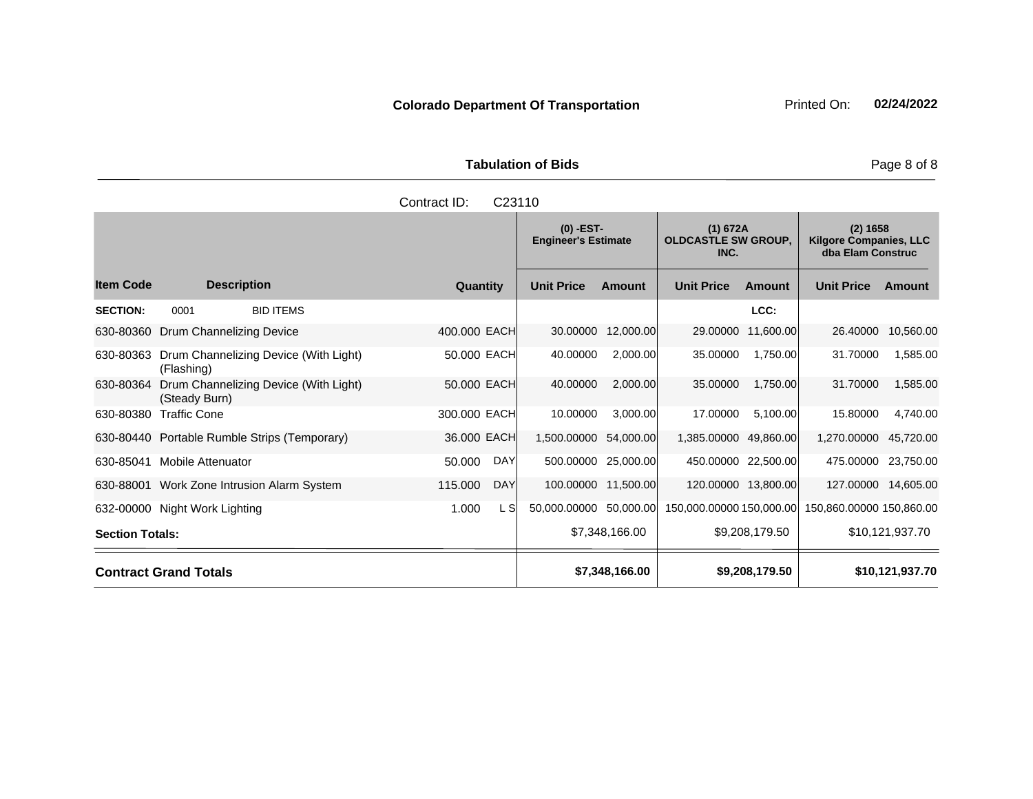**Colorado Department Of Transportation** Printed On: **02/24/2022**

## Tabulation of Bids

Contract ID: C23110

| Item Code | Description | Quantity | | (0) -EST- Engineer's Estimate Unit Price | Amount | (1) 672A OLDCASTLE SW GROUP, INC. Unit Price | Amount | (2) 1658 Kilgore Companies, LLC dba Elam Construc Unit Price | Amount |
|---|---|---|---|---|---|---|---|---|---|
| **SECTION:** | 0001 BID ITEMS | | | | | | LCC: | | |
| 630-80360 | Drum Channelizing Device | 400.000 | EACH | 30.00000 | 12,000.00 | 29.00000 | 11,600.00 | 26.40000 | 10,560.00 |
| 630-80363 | Drum Channelizing Device (With Light) (Flashing) | 50.000 | EACH | 40.00000 | 2,000.00 | 35.00000 | 1,750.00 | 31.70000 | 1,585.00 |
| 630-80364 | Drum Channelizing Device (With Light) (Steady Burn) | 50.000 | EACH | 40.00000 | 2,000.00 | 35.00000 | 1,750.00 | 31.70000 | 1,585.00 |
| 630-80380 | Traffic Cone | 300.000 | EACH | 10.00000 | 3,000.00 | 17.00000 | 5,100.00 | 15.80000 | 4,740.00 |
| 630-80440 | Portable Rumble Strips (Temporary) | 36.000 | EACH | 1,500.00000 | 54,000.00 | 1,385.00000 | 49,860.00 | 1,270.00000 | 45,720.00 |
| 630-85041 | Mobile Attenuator | 50.000 | DAY | 500.00000 | 25,000.00 | 450.00000 | 22,500.00 | 475.00000 | 23,750.00 |
| 630-88001 | Work Zone Intrusion Alarm System | 115.000 | DAY | 100.00000 | 11,500.00 | 120.00000 | 13,800.00 | 127.00000 | 14,605.00 |
| 632-00000 | Night Work Lighting | 1.000 | L S | 50,000.00000 | 50,000.00 | 150,000.00000 | 150,000.00 | 150,860.00000 | 150,860.00 |
| **Section Totals:** | | | | | $7,348,166.00 | | $9,208,179.50 | | $10,121,937.70 |
| **Contract Grand Totals** | | | | | **$7,348,166.00** | | **$9,208,179.50** | | **$10,121,937.70** |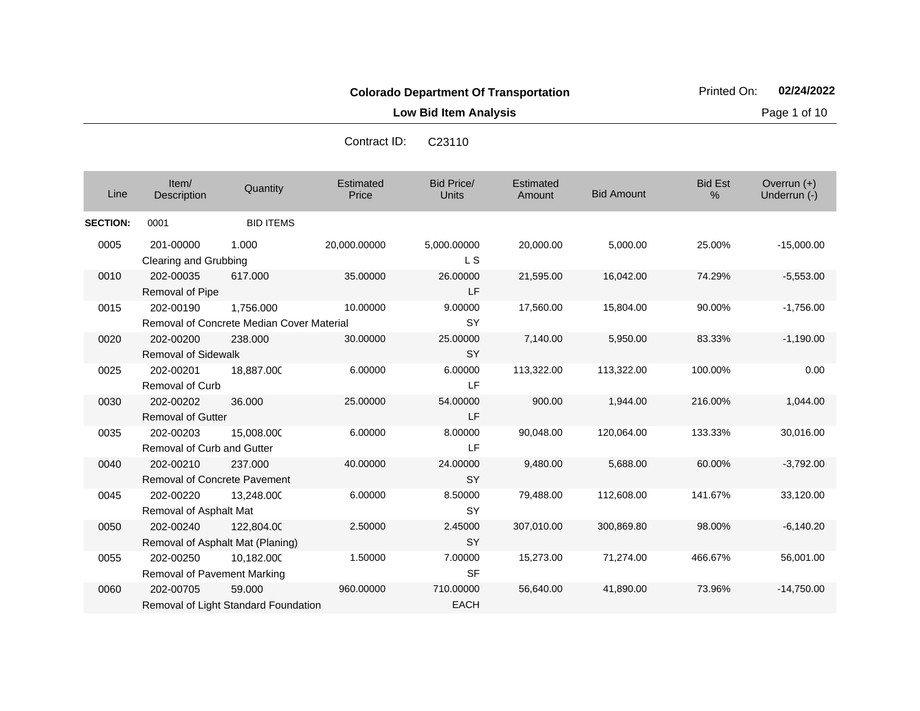**Colorado Department Of Transportation**

Printed On: **02/24/2022**

**Low Bid Item Analysis**

Contract ID: C23110

| Line | Item/ Description | Quantity | Estimated Price | Bid Price/ Units | Estimated Amount | Bid Amount | Bid Est % | Overrun (+) Underrun (-) |
|---|---|---|---|---|---|---|---|---|
| **SECTION:** | 0001 | BID ITEMS | | | | | | |
| 0005 | 201-00000 Clearing and Grubbing | 1.000 | 20,000.00000 | 5,000.00000 L S | 20,000.00 | 5,000.00 | 25.00% | -15,000.00 |
| 0010 | 202-00035 Removal of Pipe | 617.000 | 35.00000 | 26.00000 LF | 21,595.00 | 16,042.00 | 74.29% | -5,553.00 |
| 0015 | 202-00190 Removal of Concrete Median Cover Material | 1,756.000 | 10.00000 | 9.00000 SY | 17,560.00 | 15,804.00 | 90.00% | -1,756.00 |
| 0020 | 202-00200 Removal of Sidewalk | 238.000 | 30.00000 | 25.00000 SY | 7,140.00 | 5,950.00 | 83.33% | -1,190.00 |
| 0025 | 202-00201 Removal of Curb | 18,887.000 | 6.00000 | 6.00000 LF | 113,322.00 | 113,322.00 | 100.00% | 0.00 |
| 0030 | 202-00202 Removal of Gutter | 36.000 | 25.00000 | 54.00000 LF | 900.00 | 1,944.00 | 216.00% | 1,044.00 |
| 0035 | 202-00203 Removal of Curb and Gutter | 15,008.000 | 6.00000 | 8.00000 LF | 90,048.00 | 120,064.00 | 133.33% | 30,016.00 |
| 0040 | 202-00210 Removal of Concrete Pavement | 237.000 | 40.00000 | 24.00000 SY | 9,480.00 | 5,688.00 | 60.00% | -3,792.00 |
| 0045 | 202-00220 Removal of Asphalt Mat | 13,248.000 | 6.00000 | 8.50000 SY | 79,488.00 | 112,608.00 | 141.67% | 33,120.00 |
| 0050 | 202-00240 Removal of Asphalt Mat (Planing) | 122,804.000 | 2.50000 | 2.45000 SY | 307,010.00 | 300,869.80 | 98.00% | -6,140.20 |
| 0055 | 202-00250 Removal of Pavement Marking | 10,182.000 | 1.50000 | 7.00000 SF | 15,273.00 | 71,274.00 | 466.67% | 56,001.00 |
| 0060 | 202-00705 Removal of Light Standard Foundation | 59.000 | 960.00000 | 710.00000 EACH | 56,640.00 | 41,890.00 | 73.96% | -14,750.00 |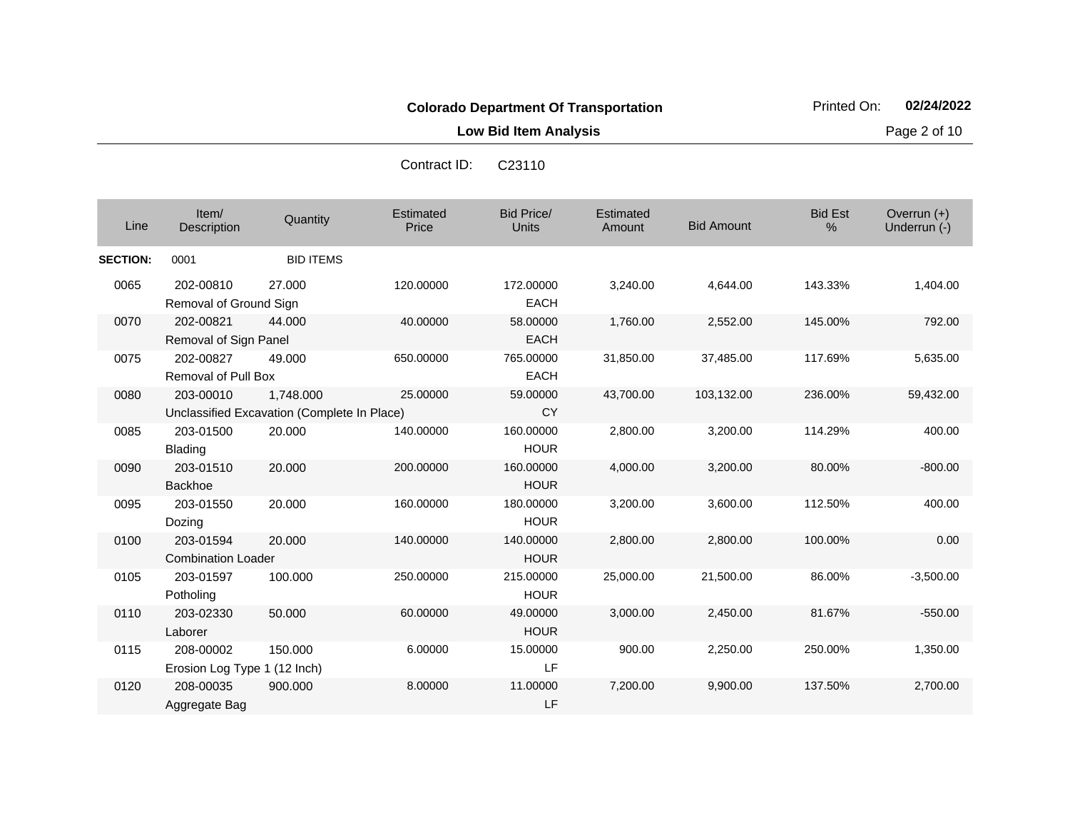**Colorado Department Of Transportation**

**Low Bid Item Analysis**

Printed On: **02/24/2022**

Contract ID: C23110

| Line | Item/ Description | Quantity | Estimated Price | Bid Price/ Units | Estimated Amount | Bid Amount | Bid Est % | Overrun (+) Underrun (-) |
|---|---|---|---|---|---|---|---|---|
| **SECTION:** | 0001 | BID ITEMS | | | | | | |
| 0065 | 202-00810 Removal of Ground Sign | 27.000 | 120.00000 | 172.00000 EACH | 3,240.00 | 4,644.00 | 143.33% | 1,404.00 |
| 0070 | 202-00821 Removal of Sign Panel | 44.000 | 40.00000 | 58.00000 EACH | 1,760.00 | 2,552.00 | 145.00% | 792.00 |
| 0075 | 202-00827 Removal of Pull Box | 49.000 | 650.00000 | 765.00000 EACH | 31,850.00 | 37,485.00 | 117.69% | 5,635.00 |
| 0080 | 203-00010 Unclassified Excavation (Complete In Place) | 1,748.000 | 25.00000 | 59.00000 CY | 43,700.00 | 103,132.00 | 236.00% | 59,432.00 |
| 0085 | 203-01500 Blading | 20.000 | 140.00000 | 160.00000 HOUR | 2,800.00 | 3,200.00 | 114.29% | 400.00 |
| 0090 | 203-01510 Backhoe | 20.000 | 200.00000 | 160.00000 HOUR | 4,000.00 | 3,200.00 | 80.00% | -800.00 |
| 0095 | 203-01550 Dozing | 20.000 | 160.00000 | 180.00000 HOUR | 3,200.00 | 3,600.00 | 112.50% | 400.00 |
| 0100 | 203-01594 Combination Loader | 20.000 | 140.00000 | 140.00000 HOUR | 2,800.00 | 2,800.00 | 100.00% | 0.00 |
| 0105 | 203-01597 Potholing | 100.000 | 250.00000 | 215.00000 HOUR | 25,000.00 | 21,500.00 | 86.00% | -3,500.00 |
| 0110 | 203-02330 Laborer | 50.000 | 60.00000 | 49.00000 HOUR | 3,000.00 | 2,450.00 | 81.67% | -550.00 |
| 0115 | 208-00002 Erosion Log Type 1 (12 Inch) | 150.000 | 6.00000 | 15.00000 LF | 900.00 | 2,250.00 | 250.00% | 1,350.00 |
| 0120 | 208-00035 Aggregate Bag | 900.000 | 8.00000 | 11.00000 LF | 7,200.00 | 9,900.00 | 137.50% | 2,700.00 |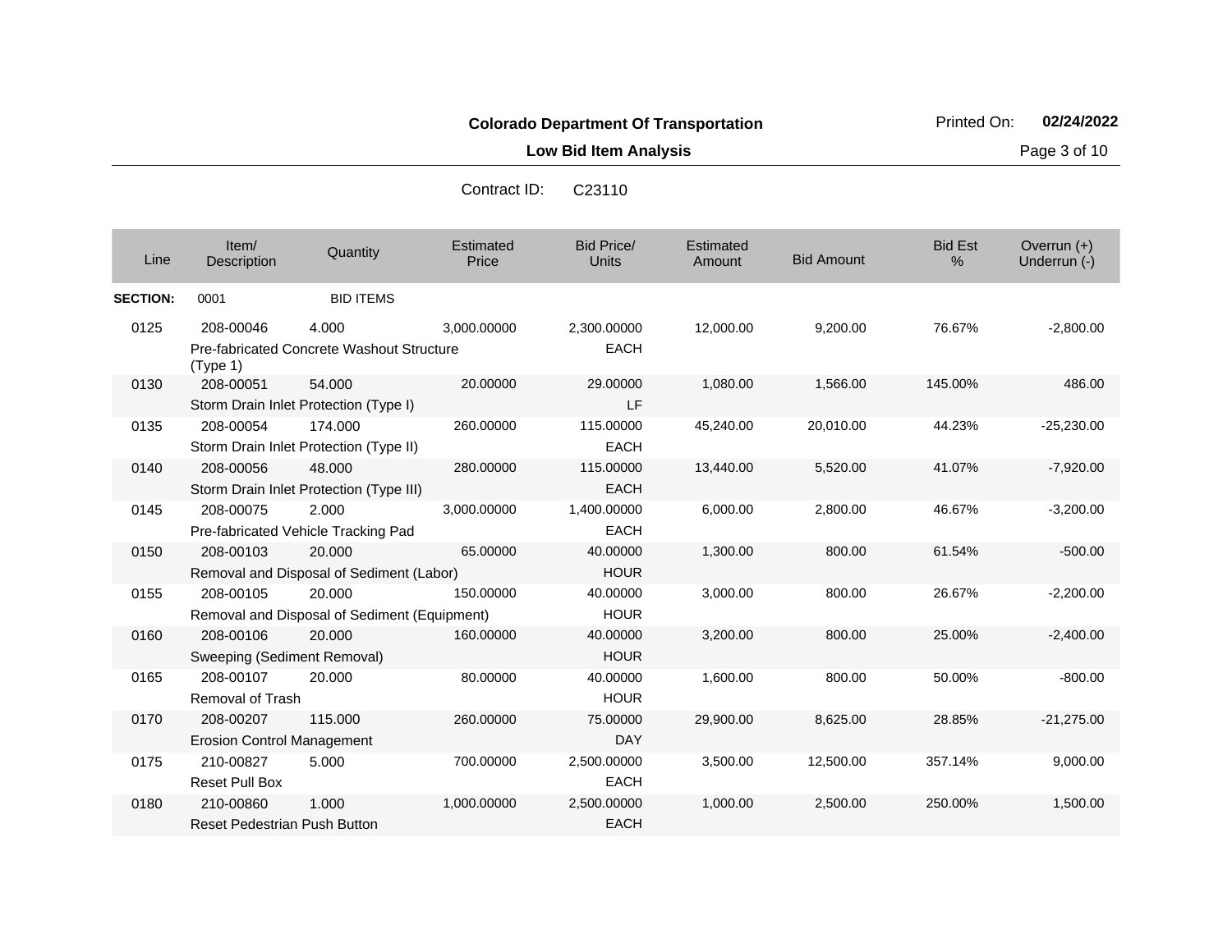**Colorado Department Of Transportation**

Printed On: **02/24/2022**

**Low Bid Item Analysis**

Contract ID: C23110

| Line | Item/ Description | Quantity | Estimated Price | Bid Price/ Units | Estimated Amount | Bid Amount | Bid Est % | Overrun (+) Underrun (-) |
|---|---|---|---|---|---|---|---|---|
| **SECTION:** | 0001 | BID ITEMS | | | | | | |
| 0125 | 208-00046 Pre-fabricated Concrete Washout Structure (Type 1) | 4.000 | 3,000.00000 | 2,300.00000 EACH | 12,000.00 | 9,200.00 | 76.67% | -2,800.00 |
| 0130 | 208-00051 Storm Drain Inlet Protection (Type I) | 54.000 | 20.00000 | 29.00000 LF | 1,080.00 | 1,566.00 | 145.00% | 486.00 |
| 0135 | 208-00054 Storm Drain Inlet Protection (Type II) | 174.000 | 260.00000 | 115.00000 EACH | 45,240.00 | 20,010.00 | 44.23% | -25,230.00 |
| 0140 | 208-00056 Storm Drain Inlet Protection (Type III) | 48.000 | 280.00000 | 115.00000 EACH | 13,440.00 | 5,520.00 | 41.07% | -7,920.00 |
| 0145 | 208-00075 Pre-fabricated Vehicle Tracking Pad | 2.000 | 3,000.00000 | 1,400.00000 EACH | 6,000.00 | 2,800.00 | 46.67% | -3,200.00 |
| 0150 | 208-00103 Removal and Disposal of Sediment (Labor) | 20.000 | 65.00000 | 40.00000 HOUR | 1,300.00 | 800.00 | 61.54% | -500.00 |
| 0155 | 208-00105 Removal and Disposal of Sediment (Equipment) | 20.000 | 150.00000 | 40.00000 HOUR | 3,000.00 | 800.00 | 26.67% | -2,200.00 |
| 0160 | 208-00106 Sweeping (Sediment Removal) | 20.000 | 160.00000 | 40.00000 HOUR | 3,200.00 | 800.00 | 25.00% | -2,400.00 |
| 0165 | 208-00107 Removal of Trash | 20.000 | 80.00000 | 40.00000 HOUR | 1,600.00 | 800.00 | 50.00% | -800.00 |
| 0170 | 208-00207 Erosion Control Management | 115.000 | 260.00000 | 75.00000 DAY | 29,900.00 | 8,625.00 | 28.85% | -21,275.00 |
| 0175 | 210-00827 Reset Pull Box | 5.000 | 700.00000 | 2,500.00000 EACH | 3,500.00 | 12,500.00 | 357.14% | 9,000.00 |
| 0180 | 210-00860 Reset Pedestrian Push Button | 1.000 | 1,000.00000 | 2,500.00000 EACH | 1,000.00 | 2,500.00 | 250.00% | 1,500.00 |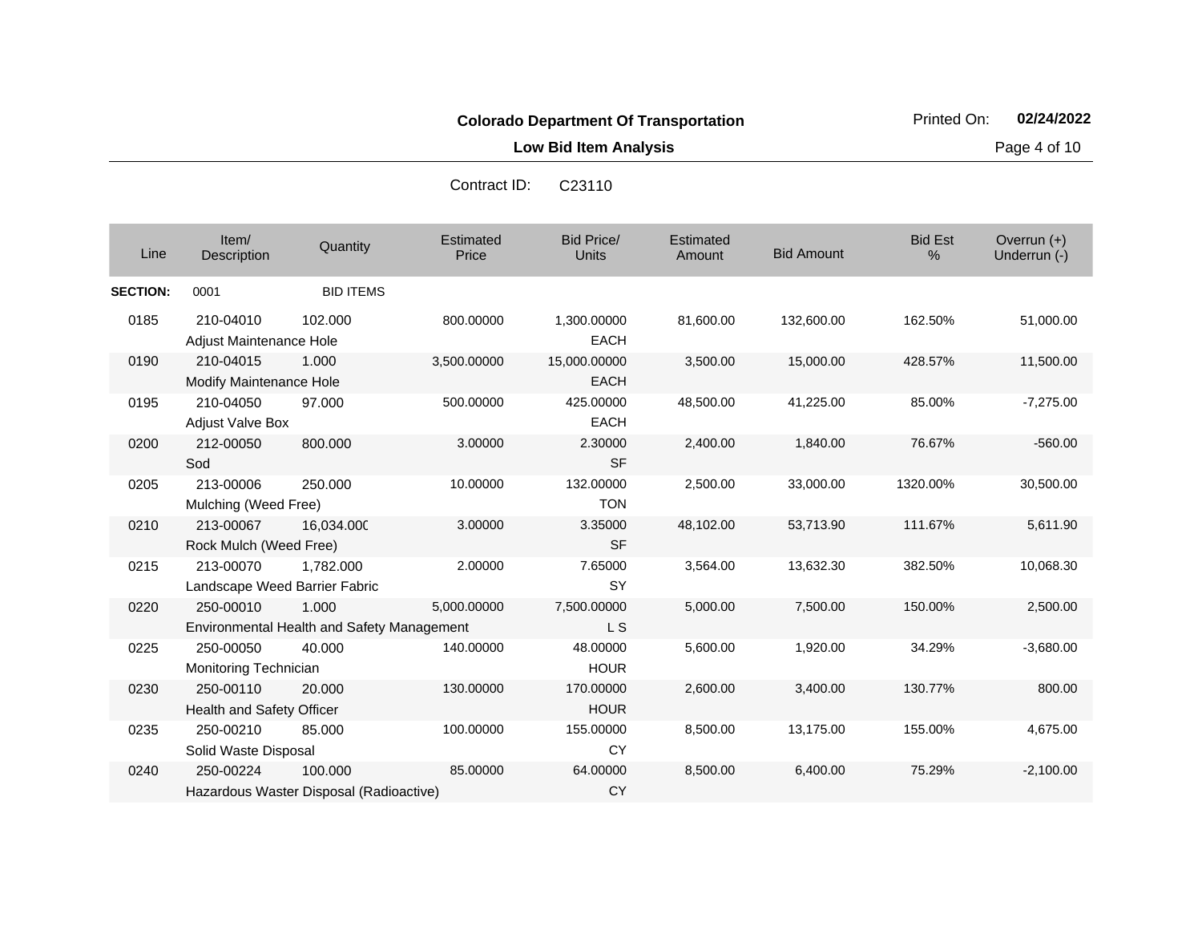**Colorado Department Of Transportation**

Printed On: **02/24/2022**

**Low Bid Item Analysis**

Contract ID: C23110

| Line | Item/ Description | Quantity | Estimated Price | Bid Price/ Units | Estimated Amount | Bid Amount | Bid Est % | Overrun (+) Underrun (-) |
|---|---|---|---|---|---|---|---|---|
| **SECTION:** | 0001 | BID ITEMS | | | | | | |
| 0185 | 210-04010 Adjust Maintenance Hole | 102.000 | 800.00000 | 1,300.00000 EACH | 81,600.00 | 132,600.00 | 162.50% | 51,000.00 |
| 0190 | 210-04015 Modify Maintenance Hole | 1.000 | 3,500.00000 | 15,000.00000 EACH | 3,500.00 | 15,000.00 | 428.57% | 11,500.00 |
| 0195 | 210-04050 Adjust Valve Box | 97.000 | 500.00000 | 425.00000 EACH | 48,500.00 | 41,225.00 | 85.00% | -7,275.00 |
| 0200 | 212-00050 Sod | 800.000 | 3.00000 | 2.30000 SF | 2,400.00 | 1,840.00 | 76.67% | -560.00 |
| 0205 | 213-00006 Mulching (Weed Free) | 250.000 | 10.00000 | 132.00000 TON | 2,500.00 | 33,000.00 | 1320.00% | 30,500.00 |
| 0210 | 213-00067 Rock Mulch (Weed Free) | 16,034.000 | 3.00000 | 3.35000 SF | 48,102.00 | 53,713.90 | 111.67% | 5,611.90 |
| 0215 | 213-00070 Landscape Weed Barrier Fabric | 1,782.000 | 2.00000 | 7.65000 SY | 3,564.00 | 13,632.30 | 382.50% | 10,068.30 |
| 0220 | 250-00010 Environmental Health and Safety Management | 1.000 | 5,000.00000 | 7,500.00000 L S | 5,000.00 | 7,500.00 | 150.00% | 2,500.00 |
| 0225 | 250-00050 Monitoring Technician | 40.000 | 140.00000 | 48.00000 HOUR | 5,600.00 | 1,920.00 | 34.29% | -3,680.00 |
| 0230 | 250-00110 Health and Safety Officer | 20.000 | 130.00000 | 170.00000 HOUR | 2,600.00 | 3,400.00 | 130.77% | 800.00 |
| 0235 | 250-00210 Solid Waste Disposal | 85.000 | 100.00000 | 155.00000 CY | 8,500.00 | 13,175.00 | 155.00% | 4,675.00 |
| 0240 | 250-00224 Hazardous Waster Disposal (Radioactive) | 100.000 | 85.00000 | 64.00000 CY | 8,500.00 | 6,400.00 | 75.29% | -2,100.00 |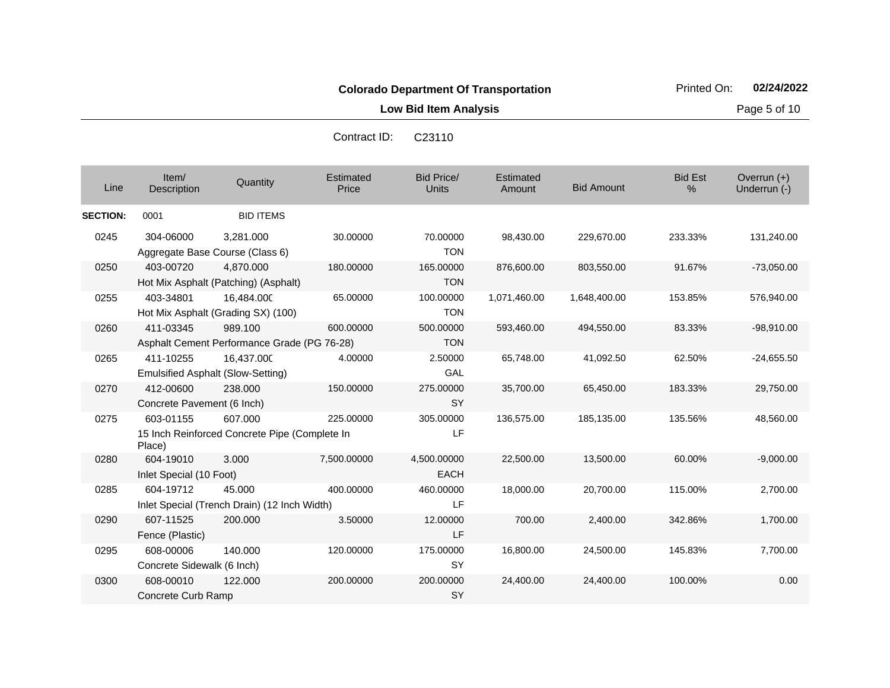**Colorado Department Of Transportation**

**Low Bid Item Analysis**

Printed On: **02/24/2022**

Contract ID: C23110

| Line | Item/ Description | Quantity | Estimated Price | Bid Price/ Units | Estimated Amount | Bid Amount | Bid Est % | Overrun (+) Underrun (-) |
|---|---|---|---|---|---|---|---|---|
| **SECTION:** | 0001 | BID ITEMS | | | | | | |
| 0245 | 304-06000 Aggregate Base Course (Class 6) | 3,281.000 | 30.00000 | 70.00000 TON | 98,430.00 | 229,670.00 | 233.33% | 131,240.00 |
| 0250 | 403-00720 Hot Mix Asphalt (Patching) (Asphalt) | 4,870.000 | 180.00000 | 165.00000 TON | 876,600.00 | 803,550.00 | 91.67% | -73,050.00 |
| 0255 | 403-34801 Hot Mix Asphalt (Grading SX) (100) | 16,484.000 | 65.00000 | 100.00000 TON | 1,071,460.00 | 1,648,400.00 | 153.85% | 576,940.00 |
| 0260 | 411-03345 Asphalt Cement Performance Grade (PG 76-28) | 989.100 | 600.00000 | 500.00000 TON | 593,460.00 | 494,550.00 | 83.33% | -98,910.00 |
| 0265 | 411-10255 Emulsified Asphalt (Slow-Setting) | 16,437.000 | 4.00000 | 2.50000 GAL | 65,748.00 | 41,092.50 | 62.50% | -24,655.50 |
| 0270 | 412-00600 Concrete Pavement (6 Inch) | 238.000 | 150.00000 | 275.00000 SY | 35,700.00 | 65,450.00 | 183.33% | 29,750.00 |
| 0275 | 603-01155 15 Inch Reinforced Concrete Pipe (Complete In Place) | 607.000 | 225.00000 | 305.00000 LF | 136,575.00 | 185,135.00 | 135.56% | 48,560.00 |
| 0280 | 604-19010 Inlet Special (10 Foot) | 3.000 | 7,500.00000 | 4,500.00000 EACH | 22,500.00 | 13,500.00 | 60.00% | -9,000.00 |
| 0285 | 604-19712 Inlet Special (Trench Drain) (12 Inch Width) | 45.000 | 400.00000 | 460.00000 LF | 18,000.00 | 20,700.00 | 115.00% | 2,700.00 |
| 0290 | 607-11525 Fence (Plastic) | 200.000 | 3.50000 | 12.00000 LF | 700.00 | 2,400.00 | 342.86% | 1,700.00 |
| 0295 | 608-00006 Concrete Sidewalk (6 Inch) | 140.000 | 120.00000 | 175.00000 SY | 16,800.00 | 24,500.00 | 145.83% | 7,700.00 |
| 0300 | 608-00010 Concrete Curb Ramp | 122.000 | 200.00000 | 200.00000 SY | 24,400.00 | 24,400.00 | 100.00% | 0.00 |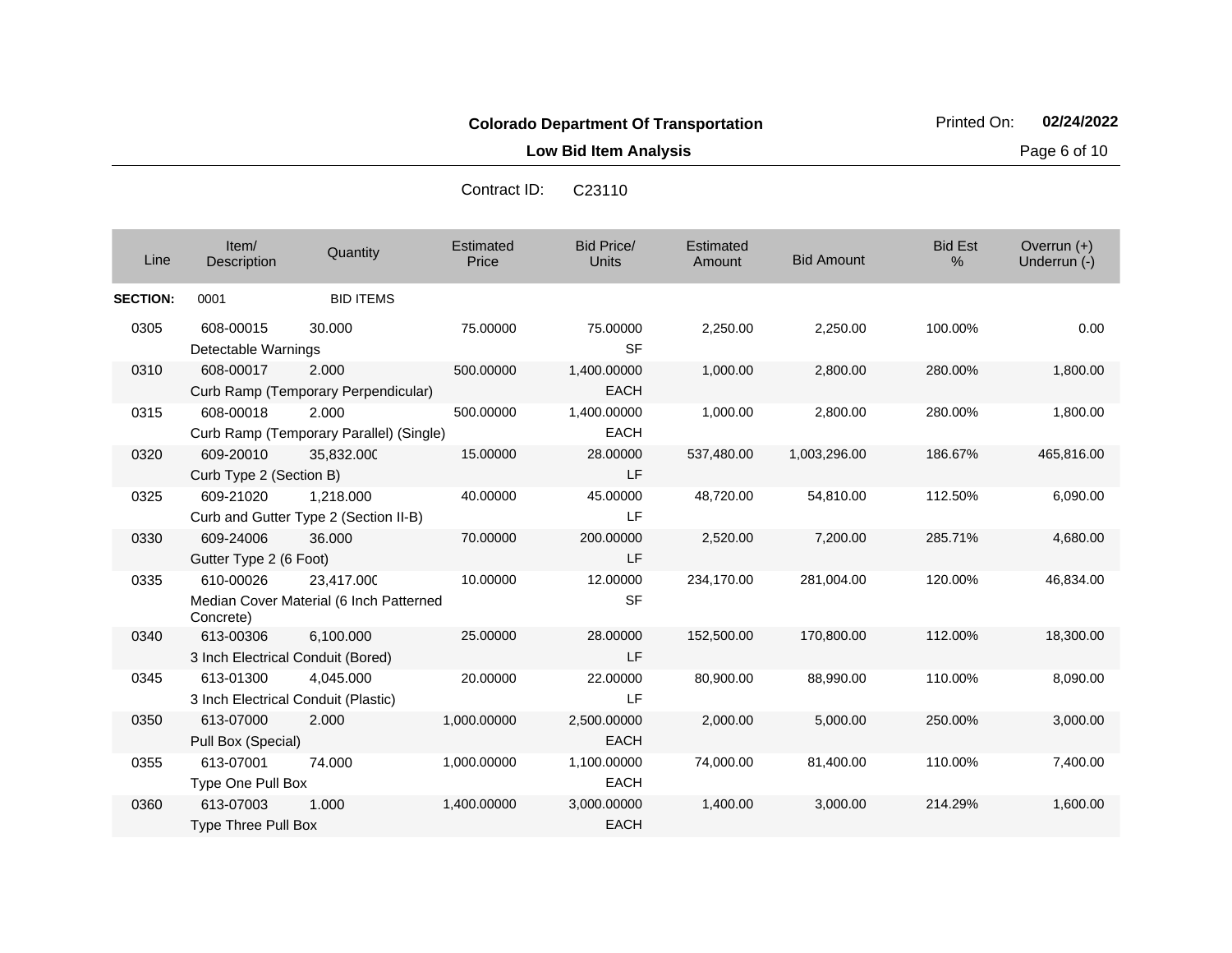**Colorado Department Of Transportation**

**Low Bid Item Analysis**

Printed On: **02/24/2022**

Contract ID: C23110

| Line | Item/ Description | Quantity | Estimated Price | Bid Price/ Units | Estimated Amount | Bid Amount | Bid Est % | Overrun (+) Underrun (-) |
|---|---|---|---|---|---|---|---|---|
| **SECTION:** | 0001 | BID ITEMS | | | | | | |
| 0305 | 608-00015 Detectable Warnings | 30.000 | 75.00000 | 75.00000 SF | 2,250.00 | 2,250.00 | 100.00% | 0.00 |
| 0310 | 608-00017 Curb Ramp (Temporary Perpendicular) | 2.000 | 500.00000 | 1,400.00000 EACH | 1,000.00 | 2,800.00 | 280.00% | 1,800.00 |
| 0315 | 608-00018 Curb Ramp (Temporary Parallel) (Single) | 2.000 | 500.00000 | 1,400.00000 EACH | 1,000.00 | 2,800.00 | 280.00% | 1,800.00 |
| 0320 | 609-20010 Curb Type 2 (Section B) | 35,832.000 | 15.00000 | 28.00000 LF | 537,480.00 | 1,003,296.00 | 186.67% | 465,816.00 |
| 0325 | 609-21020 Curb and Gutter Type 2 (Section II-B) | 1,218.000 | 40.00000 | 45.00000 LF | 48,720.00 | 54,810.00 | 112.50% | 6,090.00 |
| 0330 | 609-24006 Gutter Type 2 (6 Foot) | 36.000 | 70.00000 | 200.00000 LF | 2,520.00 | 7,200.00 | 285.71% | 4,680.00 |
| 0335 | 610-00026 Median Cover Material (6 Inch Patterned Concrete) | 23,417.000 | 10.00000 | 12.00000 SF | 234,170.00 | 281,004.00 | 120.00% | 46,834.00 |
| 0340 | 613-00306 3 Inch Electrical Conduit (Bored) | 6,100.000 | 25.00000 | 28.00000 LF | 152,500.00 | 170,800.00 | 112.00% | 18,300.00 |
| 0345 | 613-01300 3 Inch Electrical Conduit (Plastic) | 4,045.000 | 20.00000 | 22.00000 LF | 80,900.00 | 88,990.00 | 110.00% | 8,090.00 |
| 0350 | 613-07000 Pull Box (Special) | 2.000 | 1,000.00000 | 2,500.00000 EACH | 2,000.00 | 5,000.00 | 250.00% | 3,000.00 |
| 0355 | 613-07001 Type One Pull Box | 74.000 | 1,000.00000 | 1,100.00000 EACH | 74,000.00 | 81,400.00 | 110.00% | 7,400.00 |
| 0360 | 613-07003 Type Three Pull Box | 1.000 | 1,400.00000 | 3,000.00000 EACH | 1,400.00 | 3,000.00 | 214.29% | 1,600.00 |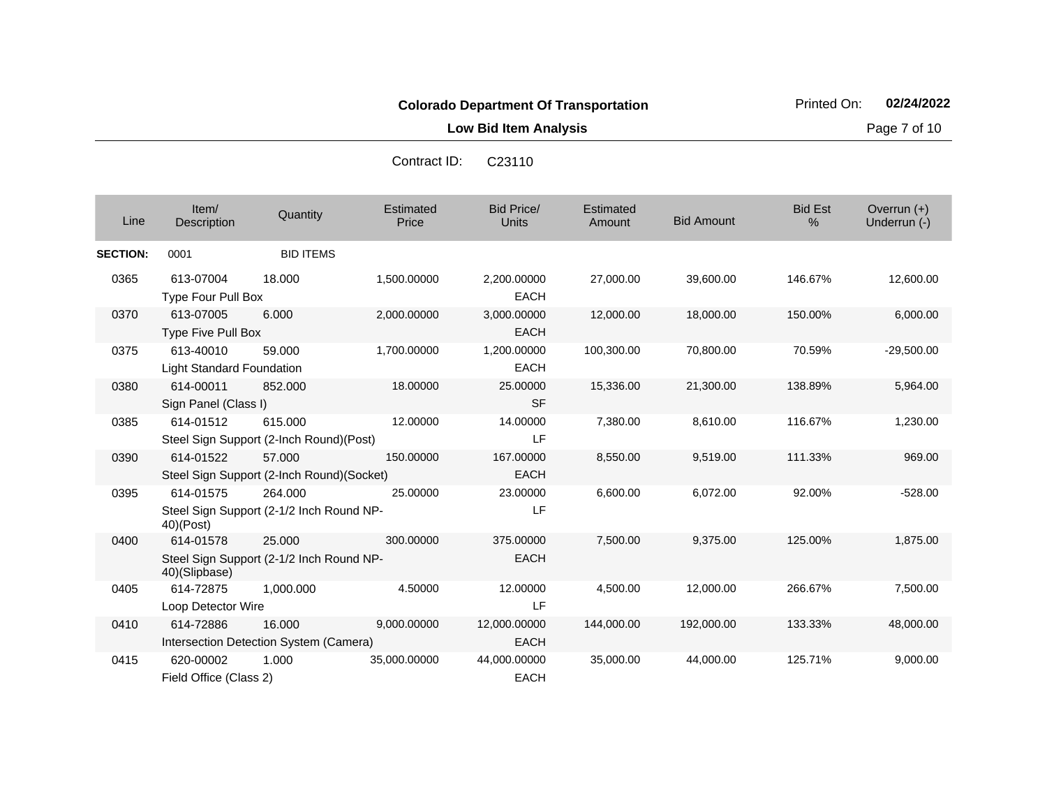**Colorado Department Of Transportation**

**Low Bid Item Analysis**

Printed On: **02/24/2022**

Contract ID: C23110

| Line | Item/ Description | Quantity | Estimated Price | Bid Price/ Units | Estimated Amount | Bid Amount | Bid Est % | Overrun (+) Underrun (-) |
|---|---|---|---|---|---|---|---|---|
| **SECTION:** | 0001 | BID ITEMS | | | | | | |
| 0365 | 613-07004 Type Four Pull Box | 18.000 | 1,500.00000 | 2,200.00000 EACH | 27,000.00 | 39,600.00 | 146.67% | 12,600.00 |
| 0370 | 613-07005 Type Five Pull Box | 6.000 | 2,000.00000 | 3,000.00000 EACH | 12,000.00 | 18,000.00 | 150.00% | 6,000.00 |
| 0375 | 613-40010 Light Standard Foundation | 59.000 | 1,700.00000 | 1,200.00000 EACH | 100,300.00 | 70,800.00 | 70.59% | -29,500.00 |
| 0380 | 614-00011 Sign Panel (Class I) | 852.000 | 18.00000 | 25.00000 SF | 15,336.00 | 21,300.00 | 138.89% | 5,964.00 |
| 0385 | 614-01512 Steel Sign Support (2-Inch Round)(Post) | 615.000 | 12.00000 | 14.00000 LF | 7,380.00 | 8,610.00 | 116.67% | 1,230.00 |
| 0390 | 614-01522 Steel Sign Support (2-Inch Round)(Socket) | 57.000 | 150.00000 | 167.00000 EACH | 8,550.00 | 9,519.00 | 111.33% | 969.00 |
| 0395 | 614-01575 Steel Sign Support (2-1/2 Inch Round NP-40)(Post) | 264.000 | 25.00000 | 23.00000 LF | 6,600.00 | 6,072.00 | 92.00% | -528.00 |
| 0400 | 614-01578 Steel Sign Support (2-1/2 Inch Round NP-40)(Slipbase) | 25.000 | 300.00000 | 375.00000 EACH | 7,500.00 | 9,375.00 | 125.00% | 1,875.00 |
| 0405 | 614-72875 Loop Detector Wire | 1,000.000 | 4.50000 | 12.00000 LF | 4,500.00 | 12,000.00 | 266.67% | 7,500.00 |
| 0410 | 614-72886 Intersection Detection System (Camera) | 16.000 | 9,000.00000 | 12,000.00000 EACH | 144,000.00 | 192,000.00 | 133.33% | 48,000.00 |
| 0415 | 620-00002 Field Office (Class 2) | 1.000 | 35,000.00000 | 44,000.00000 EACH | 35,000.00 | 44,000.00 | 125.71% | 9,000.00 |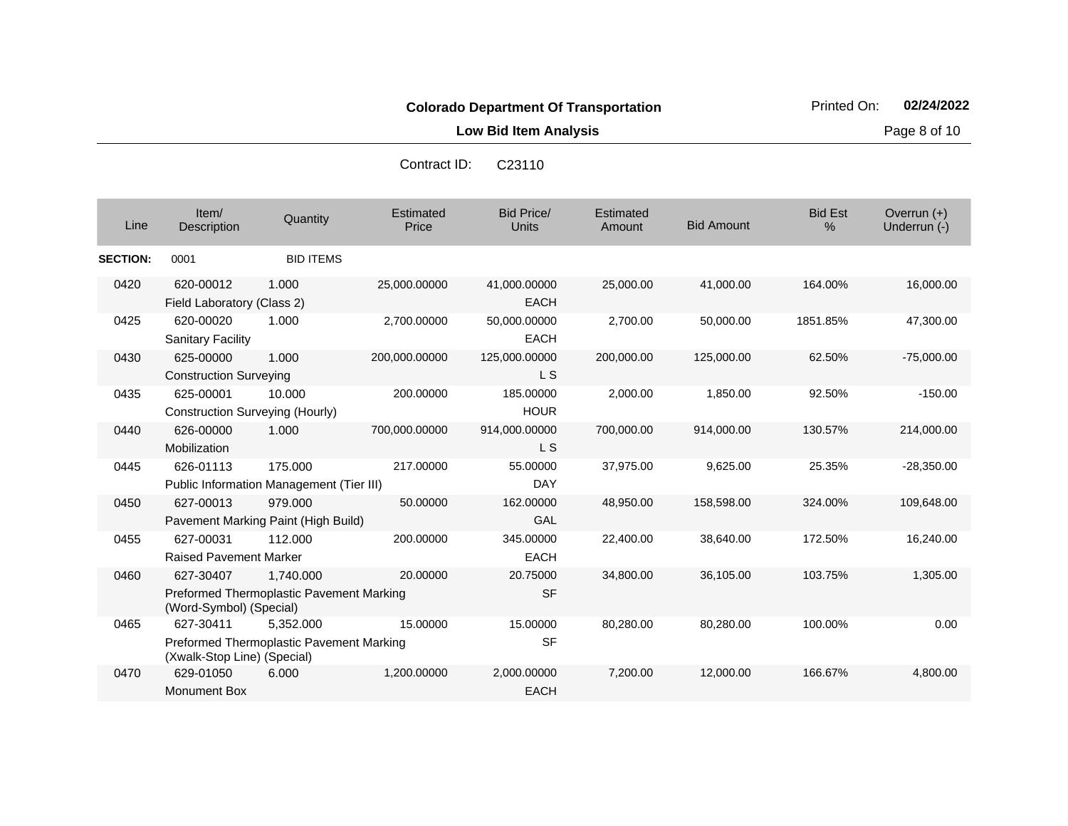**Colorado Department Of Transportation**

**Low Bid Item Analysis**

Printed On: **02/24/2022**

Contract ID: C23110

| Line | Item/ Description | Quantity | Estimated Price | Bid Price/ Units | Estimated Amount | Bid Amount | Bid Est % | Overrun (+) Underrun (-) |
|---|---|---|---|---|---|---|---|---|
| **SECTION:** | 0001 | BID ITEMS | | | | | | |
| 0420 | 620-00012 Field Laboratory (Class 2) | 1.000 | 25,000.00000 | 41,000.00000 EACH | 25,000.00 | 41,000.00 | 164.00% | 16,000.00 |
| 0425 | 620-00020 Sanitary Facility | 1.000 | 2,700.00000 | 50,000.00000 EACH | 2,700.00 | 50,000.00 | 1851.85% | 47,300.00 |
| 0430 | 625-00000 Construction Surveying | 1.000 | 200,000.00000 | 125,000.00000 L S | 200,000.00 | 125,000.00 | 62.50% | -75,000.00 |
| 0435 | 625-00001 Construction Surveying (Hourly) | 10.000 | 200.00000 | 185.00000 HOUR | 2,000.00 | 1,850.00 | 92.50% | -150.00 |
| 0440 | 626-00000 Mobilization | 1.000 | 700,000.00000 | 914,000.00000 L S | 700,000.00 | 914,000.00 | 130.57% | 214,000.00 |
| 0445 | 626-01113 Public Information Management (Tier III) | 175.000 | 217.00000 | 55.00000 DAY | 37,975.00 | 9,625.00 | 25.35% | -28,350.00 |
| 0450 | 627-00013 Pavement Marking Paint (High Build) | 979.000 | 50.00000 | 162.00000 GAL | 48,950.00 | 158,598.00 | 324.00% | 109,648.00 |
| 0455 | 627-00031 Raised Pavement Marker | 112.000 | 200.00000 | 345.00000 EACH | 22,400.00 | 38,640.00 | 172.50% | 16,240.00 |
| 0460 | 627-30407 Preformed Thermoplastic Pavement Marking (Word-Symbol) (Special) | 1,740.000 | 20.00000 | 20.75000 SF | 34,800.00 | 36,105.00 | 103.75% | 1,305.00 |
| 0465 | 627-30411 Preformed Thermoplastic Pavement Marking (Xwalk-Stop Line) (Special) | 5,352.000 | 15.00000 | 15.00000 SF | 80,280.00 | 80,280.00 | 100.00% | 0.00 |
| 0470 | 629-01050 Monument Box | 6.000 | 1,200.00000 | 2,000.00000 EACH | 7,200.00 | 12,000.00 | 166.67% | 4,800.00 |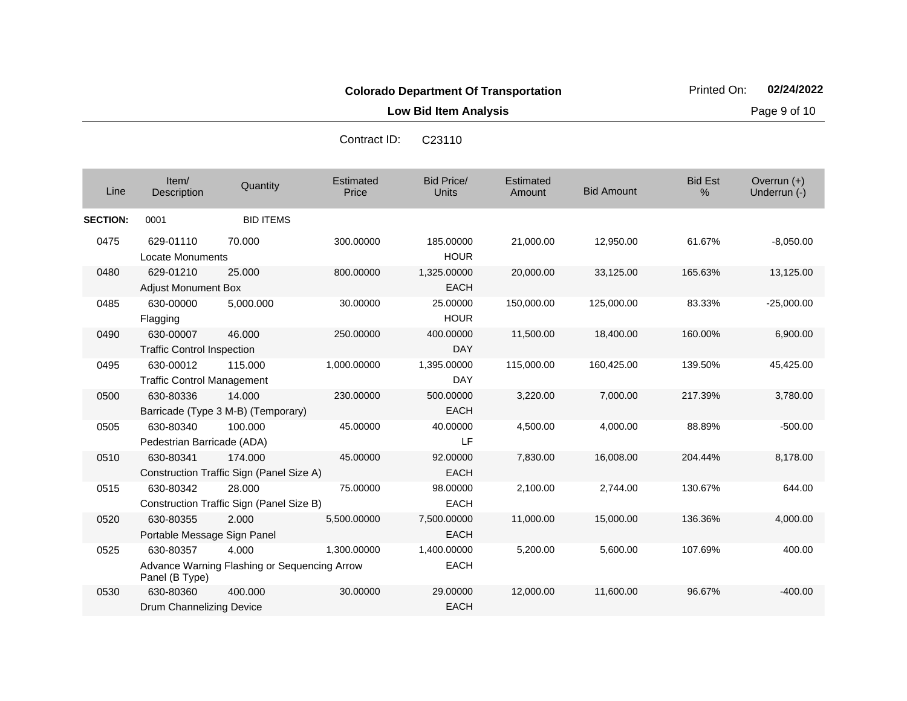**Colorado Department Of Transportation**

Printed On: 02/24/2022

**Low Bid Item Analysis**

Contract ID: C23110

| Line | Item/ Description | Quantity | Estimated Price | Bid Price/ Units | Estimated Amount | Bid Amount | Bid Est % | Overrun (+) Underrun (-) |
|---|---|---|---|---|---|---|---|---|
| **SECTION:** | 0001 | BID ITEMS | | | | | | |
| 0475 | 629-01110 Locate Monuments | 70.000 | 300.00000 | 185.00000 HOUR | 21,000.00 | 12,950.00 | 61.67% | -8,050.00 |
| 0480 | 629-01210 Adjust Monument Box | 25.000 | 800.00000 | 1,325.00000 EACH | 20,000.00 | 33,125.00 | 165.63% | 13,125.00 |
| 0485 | 630-00000 Flagging | 5,000.000 | 30.00000 | 25.00000 HOUR | 150,000.00 | 125,000.00 | 83.33% | -25,000.00 |
| 0490 | 630-00007 Traffic Control Inspection | 46.000 | 250.00000 | 400.00000 DAY | 11,500.00 | 18,400.00 | 160.00% | 6,900.00 |
| 0495 | 630-00012 Traffic Control Management | 115.000 | 1,000.00000 | 1,395.00000 DAY | 115,000.00 | 160,425.00 | 139.50% | 45,425.00 |
| 0500 | 630-80336 Barricade (Type 3 M-B) (Temporary) | 14.000 | 230.00000 | 500.00000 EACH | 3,220.00 | 7,000.00 | 217.39% | 3,780.00 |
| 0505 | 630-80340 Pedestrian Barricade (ADA) | 100.000 | 45.00000 | 40.00000 LF | 4,500.00 | 4,000.00 | 88.89% | -500.00 |
| 0510 | 630-80341 Construction Traffic Sign (Panel Size A) | 174.000 | 45.00000 | 92.00000 EACH | 7,830.00 | 16,008.00 | 204.44% | 8,178.00 |
| 0515 | 630-80342 Construction Traffic Sign (Panel Size B) | 28.000 | 75.00000 | 98.00000 EACH | 2,100.00 | 2,744.00 | 130.67% | 644.00 |
| 0520 | 630-80355 Portable Message Sign Panel | 2.000 | 5,500.00000 | 7,500.00000 EACH | 11,000.00 | 15,000.00 | 136.36% | 4,000.00 |
| 0525 | 630-80357 Advance Warning Flashing or Sequencing Arrow Panel (B Type) | 4.000 | 1,300.00000 | 1,400.00000 EACH | 5,200.00 | 5,600.00 | 107.69% | 400.00 |
| 0530 | 630-80360 Drum Channelizing Device | 400.000 | 30.00000 | 29.00000 EACH | 12,000.00 | 11,600.00 | 96.67% | -400.00 |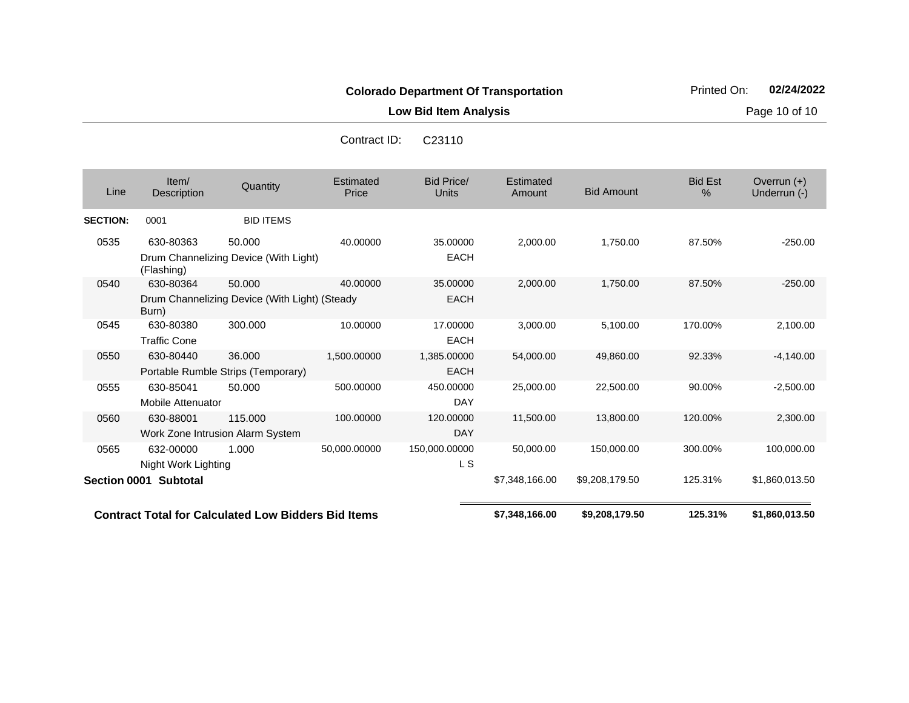**Colorado Department Of Transportation**

**Low Bid Item Analysis**

Printed On: **02/24/2022**

Contract ID: C23110

| Line | Item/ Description | Quantity | Estimated Price | Bid Price/ Units | Estimated Amount | Bid Amount | Bid Est % | Overrun (+) Underrun (-) |
|---|---|---|---|---|---|---|---|---|
| **SECTION:** | 0001 | BID ITEMS | | | | | | |
| 0535 | 630-80363 Drum Channelizing Device (With Light) (Flashing) | 50.000 | 40.00000 | 35.00000 EACH | 2,000.00 | 1,750.00 | 87.50% | -250.00 |
| 0540 | 630-80364 Drum Channelizing Device (With Light) (Steady Burn) | 50.000 | 40.00000 | 35.00000 EACH | 2,000.00 | 1,750.00 | 87.50% | -250.00 |
| 0545 | 630-80380 Traffic Cone | 300.000 | 10.00000 | 17.00000 EACH | 3,000.00 | 5,100.00 | 170.00% | 2,100.00 |
| 0550 | 630-80440 Portable Rumble Strips (Temporary) | 36.000 | 1,500.00000 | 1,385.00000 EACH | 54,000.00 | 49,860.00 | 92.33% | -4,140.00 |
| 0555 | 630-85041 Mobile Attenuator | 50.000 | 500.00000 | 450.00000 DAY | 25,000.00 | 22,500.00 | 90.00% | -2,500.00 |
| 0560 | 630-88001 Work Zone Intrusion Alarm System | 115.000 | 100.00000 | 120.00000 DAY | 11,500.00 | 13,800.00 | 120.00% | 2,300.00 |
| 0565 | 632-00000 Night Work Lighting | 1.000 | 50,000.00000 | 150,000.00000 L S | 50,000.00 | 150,000.00 | 300.00% | 100,000.00 |
| **Section 0001 Subtotal** | | | | | $7,348,166.00 | $9,208,179.50 | 125.31% | $1,860,013.50 |
| **Contract Total for Calculated Low Bidders Bid Items** | | | | | **$7,348,166.00** | **$9,208,179.50** | **125.31%** | **$1,860,013.50** |